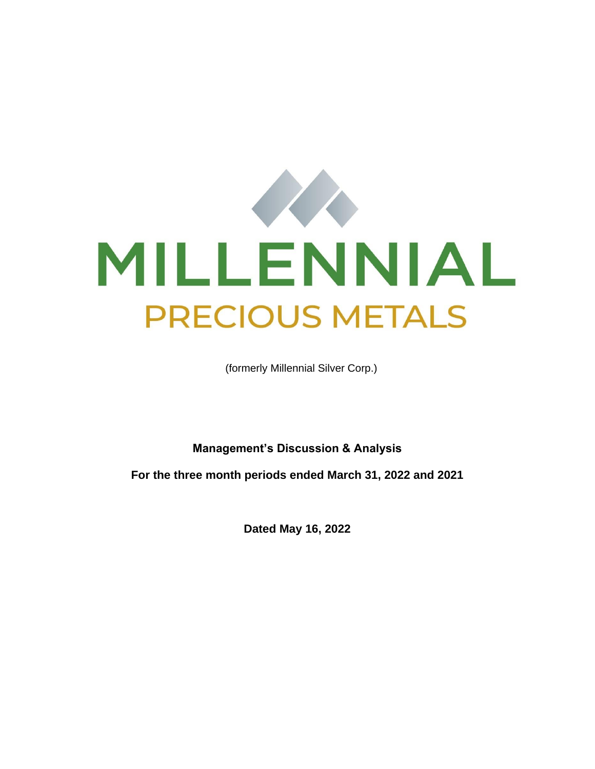# MILLENNIAL

## PRECIOUS METALS

(formerly Millennial Silver Corp.)

**Management's Discussion & Analysis**

**For the three month periods ended March 31, 2022 and 2021**

**Dated May 16, 2022**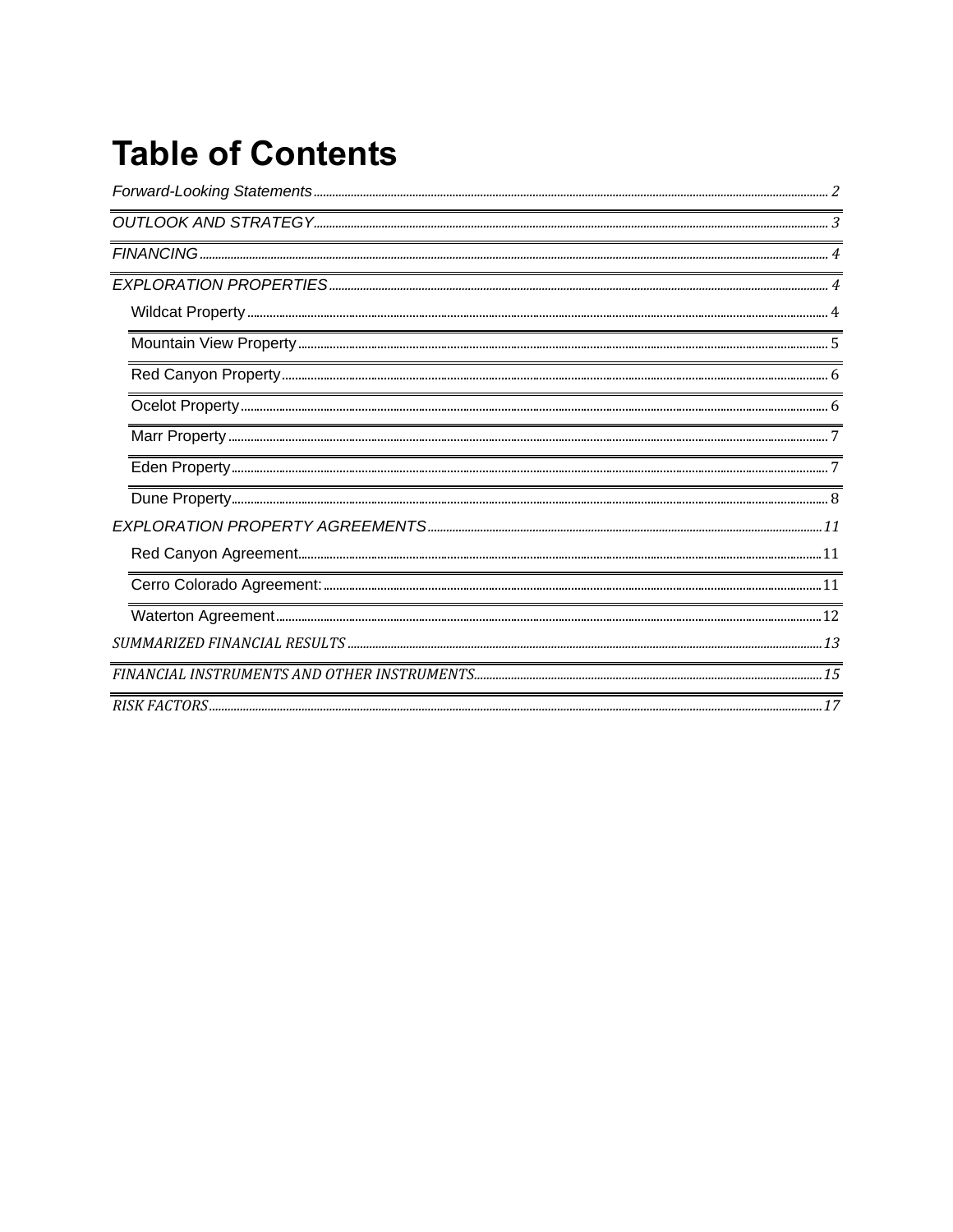# Table of Contents

Forward-Looking Statements ... 2

OUTLOOK AND STRATEGY ... 3

FINANCING ... 4

EXPLORATION PROPERTIES ... 4

- Wildcat Property ... 4
- Mountain View Property ... 5
- Red Canyon Property ... 6
- Ocelot Property ... 6
- Marr Property ... 7
- Eden Property ... 7
- Dune Property ... 8

EXPLORATION PROPERTY AGREEMENTS ... 11

- Red Canyon Agreement ... 11
- Cerro Colorado Agreement: ... 11
- Waterton Agreement ... 12

SUMMARIZED FINANCIAL RESULTS ... 13

FINANCIAL INSTRUMENTS AND OTHER INSTRUMENTS ... 15

RISK FACTORS ... 17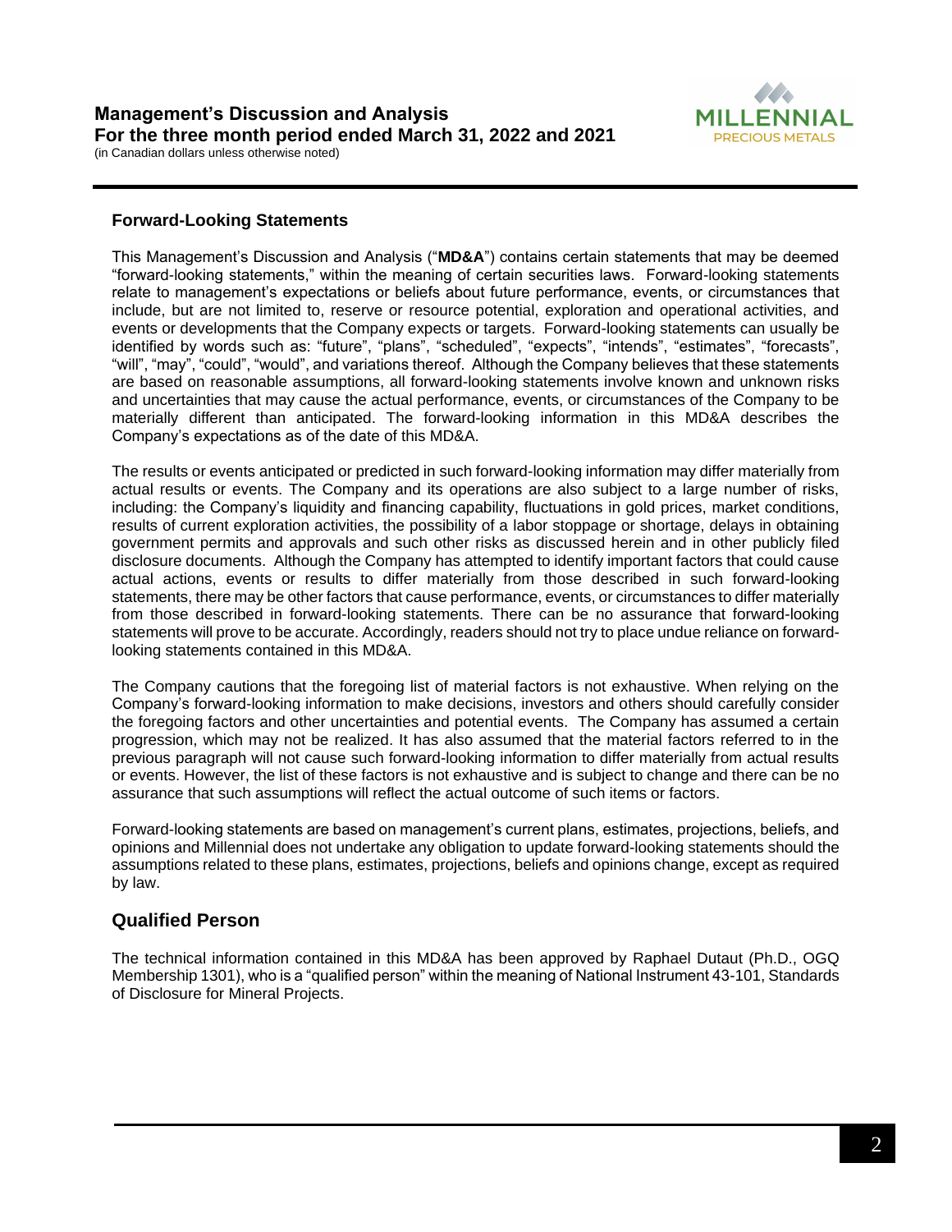## Forward-Looking Statements

This Management's Discussion and Analysis ("**MD&A**") contains certain statements that may be deemed "forward-looking statements," within the meaning of certain securities laws. Forward-looking statements relate to management's expectations or beliefs about future performance, events, or circumstances that include, but are not limited to, reserve or resource potential, exploration and operational activities, and events or developments that the Company expects or targets. Forward-looking statements can usually be identified by words such as: "future", "plans", "scheduled", "expects", "intends", "estimates", "forecasts", "will", "may", "could", "would", and variations thereof. Although the Company believes that these statements are based on reasonable assumptions, all forward-looking statements involve known and unknown risks and uncertainties that may cause the actual performance, events, or circumstances of the Company to be materially different than anticipated. The forward-looking information in this MD&A describes the Company's expectations as of the date of this MD&A.

The results or events anticipated or predicted in such forward-looking information may differ materially from actual results or events. The Company and its operations are also subject to a large number of risks, including: the Company's liquidity and financing capability, fluctuations in gold prices, market conditions, results of current exploration activities, the possibility of a labor stoppage or shortage, delays in obtaining government permits and approvals and such other risks as discussed herein and in other publicly filed disclosure documents. Although the Company has attempted to identify important factors that could cause actual actions, events or results to differ materially from those described in such forward-looking statements, there may be other factors that cause performance, events, or circumstances to differ materially from those described in forward-looking statements. There can be no assurance that forward-looking statements will prove to be accurate. Accordingly, readers should not try to place undue reliance on forward-looking statements contained in this MD&A.

The Company cautions that the foregoing list of material factors is not exhaustive. When relying on the Company's forward-looking information to make decisions, investors and others should carefully consider the foregoing factors and other uncertainties and potential events. The Company has assumed a certain progression, which may not be realized. It has also assumed that the material factors referred to in the previous paragraph will not cause such forward-looking information to differ materially from actual results or events. However, the list of these factors is not exhaustive and is subject to change and there can be no assurance that such assumptions will reflect the actual outcome of such items or factors.

Forward-looking statements are based on management's current plans, estimates, projections, beliefs, and opinions and Millennial does not undertake any obligation to update forward-looking statements should the assumptions related to these plans, estimates, projections, beliefs and opinions change, except as required by law.

## Qualified Person

The technical information contained in this MD&A has been approved by Raphael Dutaut (Ph.D., OGQ Membership 1301), who is a "qualified person" within the meaning of National Instrument 43-101, Standards of Disclosure for Mineral Projects.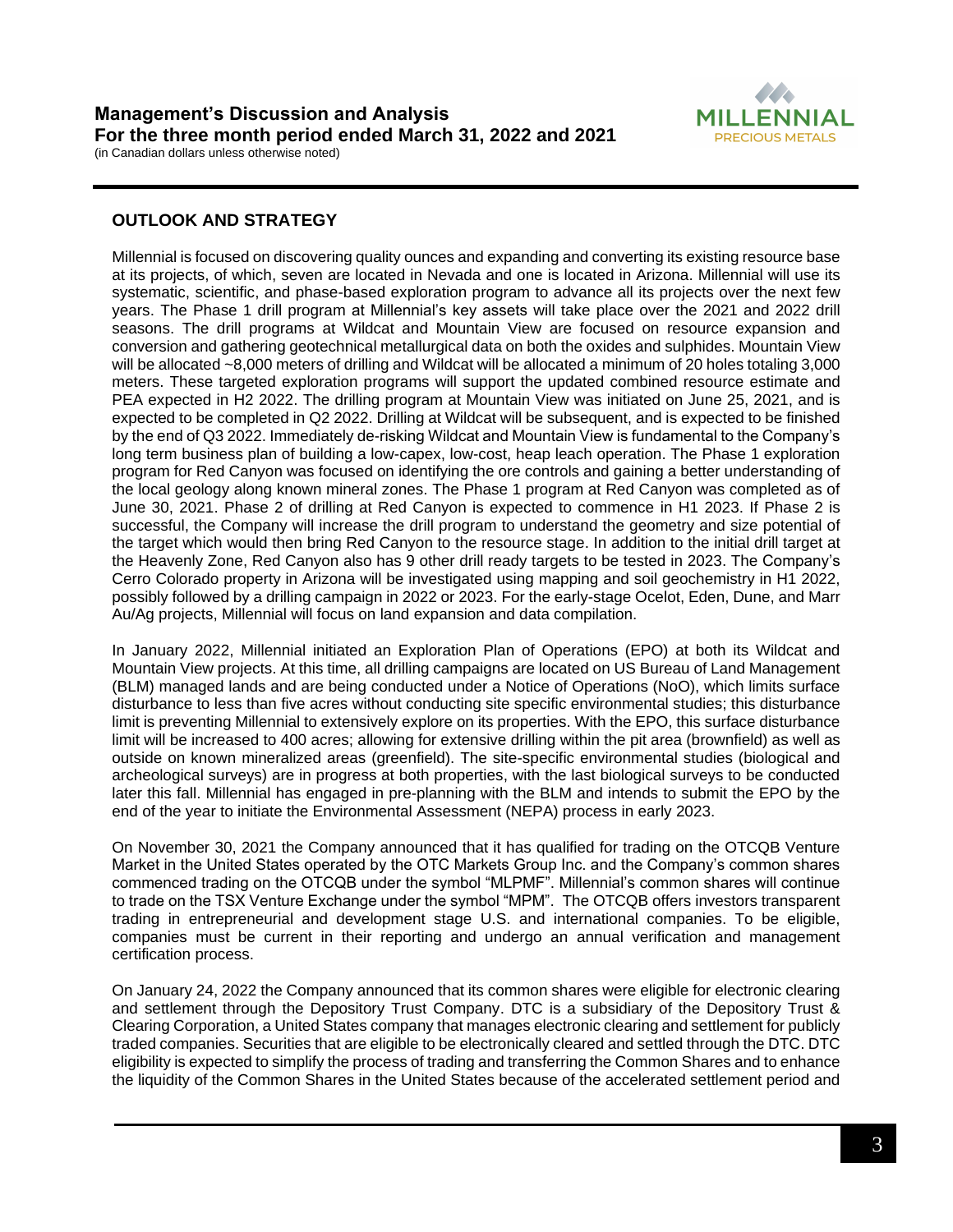## OUTLOOK AND STRATEGY

Millennial is focused on discovering quality ounces and expanding and converting its existing resource base at its projects, of which, seven are located in Nevada and one is located in Arizona. Millennial will use its systematic, scientific, and phase-based exploration program to advance all its projects over the next few years. The Phase 1 drill program at Millennial's key assets will take place over the 2021 and 2022 drill seasons. The drill programs at Wildcat and Mountain View are focused on resource expansion and conversion and gathering geotechnical metallurgical data on both the oxides and sulphides. Mountain View will be allocated ~8,000 meters of drilling and Wildcat will be allocated a minimum of 20 holes totaling 3,000 meters. These targeted exploration programs will support the updated combined resource estimate and PEA expected in H2 2022. The drilling program at Mountain View was initiated on June 25, 2021, and is expected to be completed in Q2 2022. Drilling at Wildcat will be subsequent, and is expected to be finished by the end of Q3 2022. Immediately de-risking Wildcat and Mountain View is fundamental to the Company's long term business plan of building a low-capex, low-cost, heap leach operation. The Phase 1 exploration program for Red Canyon was focused on identifying the ore controls and gaining a better understanding of the local geology along known mineral zones. The Phase 1 program at Red Canyon was completed as of June 30, 2021. Phase 2 of drilling at Red Canyon is expected to commence in H1 2023. If Phase 2 is successful, the Company will increase the drill program to understand the geometry and size potential of the target which would then bring Red Canyon to the resource stage. In addition to the initial drill target at the Heavenly Zone, Red Canyon also has 9 other drill ready targets to be tested in 2023. The Company's Cerro Colorado property in Arizona will be investigated using mapping and soil geochemistry in H1 2022, possibly followed by a drilling campaign in 2022 or 2023. For the early-stage Ocelot, Eden, Dune, and Marr Au/Ag projects, Millennial will focus on land expansion and data compilation.

In January 2022, Millennial initiated an Exploration Plan of Operations (EPO) at both its Wildcat and Mountain View projects. At this time, all drilling campaigns are located on US Bureau of Land Management (BLM) managed lands and are being conducted under a Notice of Operations (NoO), which limits surface disturbance to less than five acres without conducting site specific environmental studies; this disturbance limit is preventing Millennial to extensively explore on its properties. With the EPO, this surface disturbance limit will be increased to 400 acres; allowing for extensive drilling within the pit area (brownfield) as well as outside on known mineralized areas (greenfield). The site-specific environmental studies (biological and archeological surveys) are in progress at both properties, with the last biological surveys to be conducted later this fall. Millennial has engaged in pre-planning with the BLM and intends to submit the EPO by the end of the year to initiate the Environmental Assessment (NEPA) process in early 2023.

On November 30, 2021 the Company announced that it has qualified for trading on the OTCQB Venture Market in the United States operated by the OTC Markets Group Inc. and the Company's common shares commenced trading on the OTCQB under the symbol "MLPMF". Millennial's common shares will continue to trade on the TSX Venture Exchange under the symbol "MPM". The OTCQB offers investors transparent trading in entrepreneurial and development stage U.S. and international companies. To be eligible, companies must be current in their reporting and undergo an annual verification and management certification process.

On January 24, 2022 the Company announced that its common shares were eligible for electronic clearing and settlement through the Depository Trust Company. DTC is a subsidiary of the Depository Trust & Clearing Corporation, a United States company that manages electronic clearing and settlement for publicly traded companies. Securities that are eligible to be electronically cleared and settled through the DTC. DTC eligibility is expected to simplify the process of trading and transferring the Common Shares and to enhance the liquidity of the Common Shares in the United States because of the accelerated settlement period and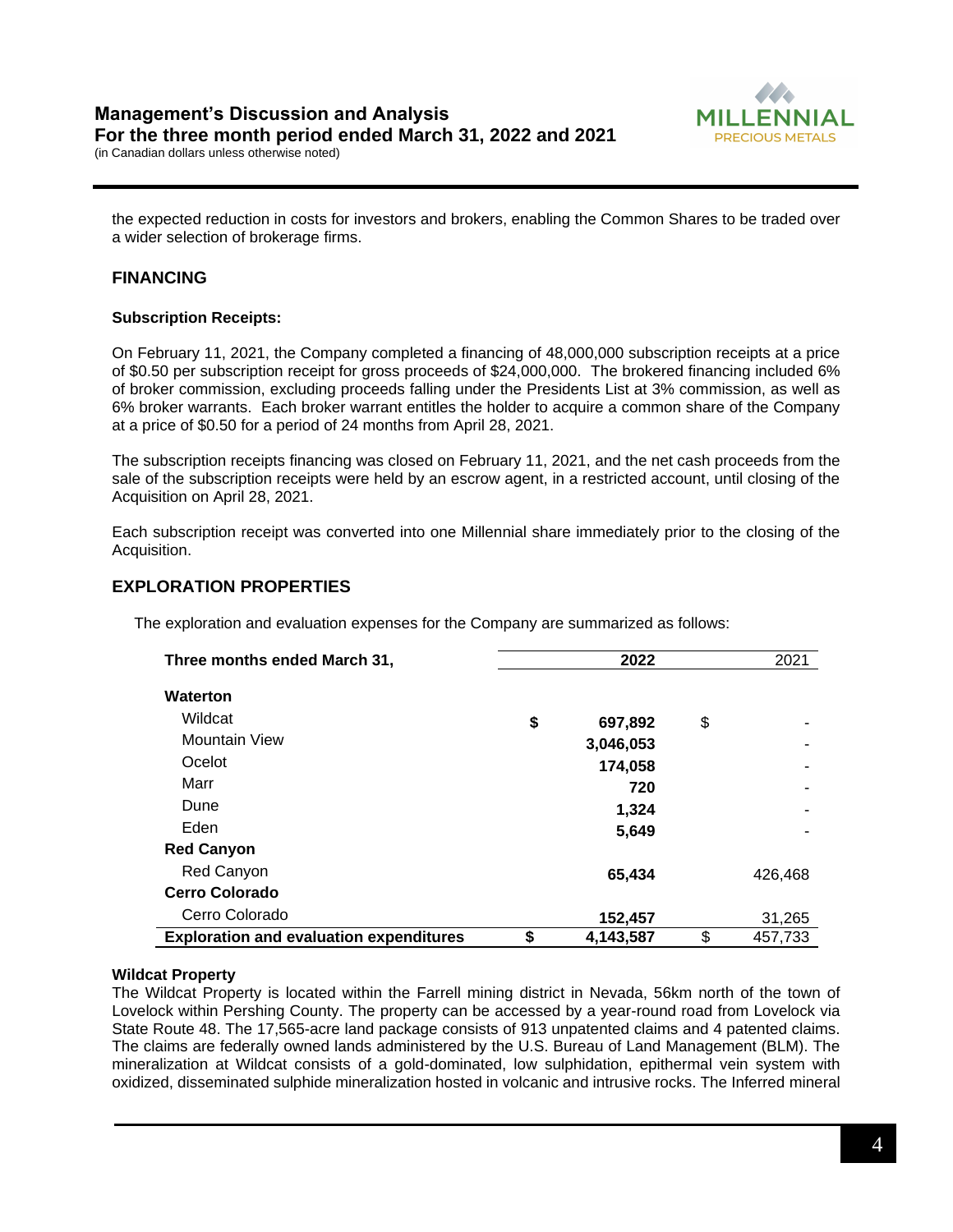the expected reduction in costs for investors and brokers, enabling the Common Shares to be traded over a wider selection of brokerage firms.

## FINANCING

**Subscription Receipts:**

On February 11, 2021, the Company completed a financing of 48,000,000 subscription receipts at a price of $0.50 per subscription receipt for gross proceeds of $24,000,000. The brokered financing included 6% of broker commission, excluding proceeds falling under the Presidents List at 3% commission, as well as 6% broker warrants. Each broker warrant entitles the holder to acquire a common share of the Company at a price of $0.50 for a period of 24 months from April 28, 2021.

The subscription receipts financing was closed on February 11, 2021, and the net cash proceeds from the sale of the subscription receipts were held by an escrow agent, in a restricted account, until closing of the Acquisition on April 28, 2021.

Each subscription receipt was converted into one Millennial share immediately prior to the closing of the Acquisition.

## EXPLORATION PROPERTIES

The exploration and evaluation expenses for the Company are summarized as follows:

| Three months ended March 31, | 2022 | 2021 |
|---|---|---|
| **Waterton** | | |
| Wildcat | **$ 697,892** | $ - |
| Mountain View | **3,046,053** | - |
| Ocelot | **174,058** | - |
| Marr | **720** | - |
| Dune | **1,324** | - |
| Eden | **5,649** | - |
| **Red Canyon** | | |
| Red Canyon | **65,434** | 426,468 |
| **Cerro Colorado** | | |
| Cerro Colorado | **152,457** | 31,265 |
| **Exploration and evaluation expenditures** | **$ 4,143,587** | $ 457,733 |

**Wildcat Property**

The Wildcat Property is located within the Farrell mining district in Nevada, 56km north of the town of Lovelock within Pershing County. The property can be accessed by a year-round road from Lovelock via State Route 48. The 17,565-acre land package consists of 913 unpatented claims and 4 patented claims. The claims are federally owned lands administered by the U.S. Bureau of Land Management (BLM). The mineralization at Wildcat consists of a gold-dominated, low sulphidation, epithermal vein system with oxidized, disseminated sulphide mineralization hosted in volcanic and intrusive rocks. The Inferred mineral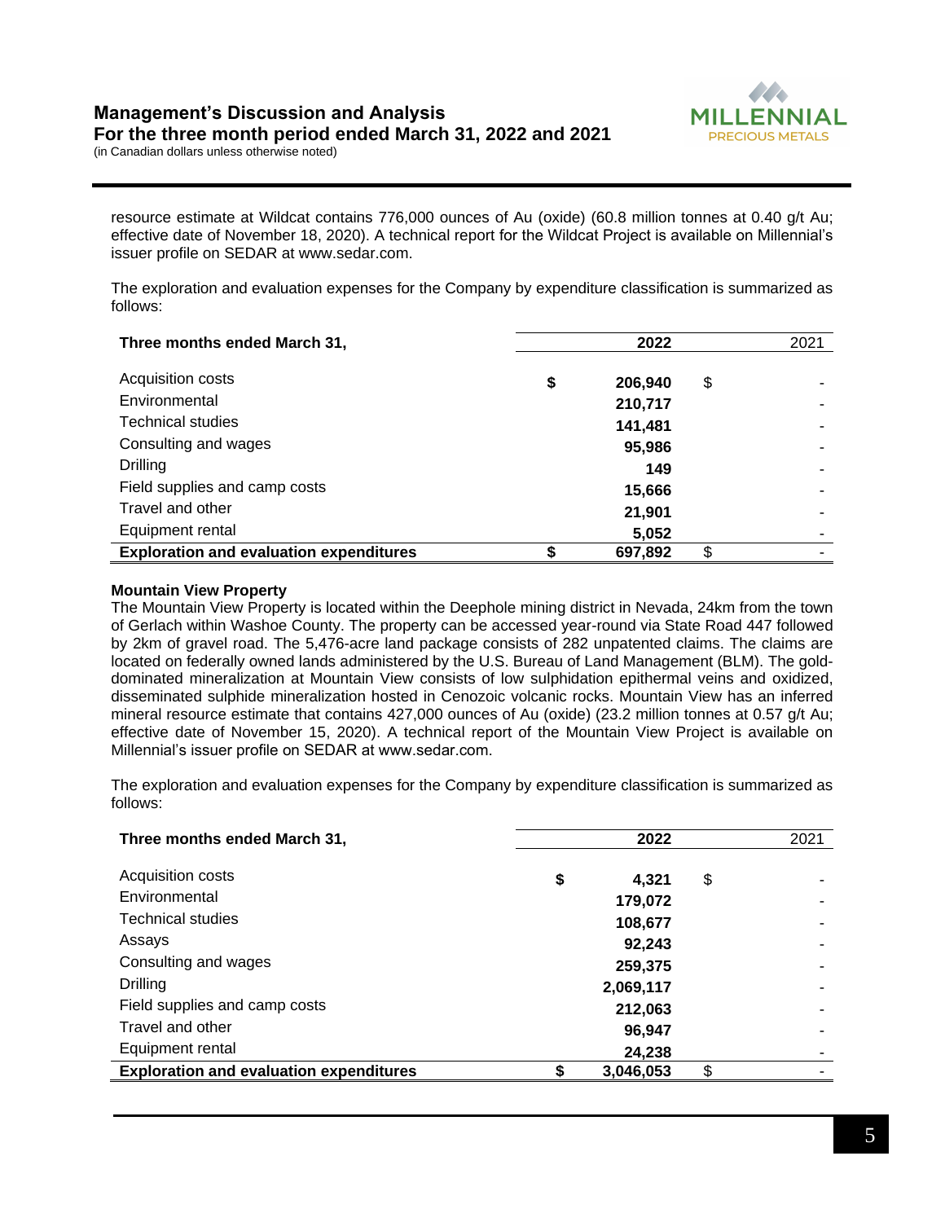resource estimate at Wildcat contains 776,000 ounces of Au (oxide) (60.8 million tonnes at 0.40 g/t Au; effective date of November 18, 2020). A technical report for the Wildcat Project is available on Millennial's issuer profile on SEDAR at www.sedar.com.

The exploration and evaluation expenses for the Company by expenditure classification is summarized as follows:

| Three months ended March 31, | 2022 | 2021 |
|---|---|---|
| Acquisition costs | $ 206,940 | $ - |
| Environmental | 210,717 | - |
| Technical studies | 141,481 | - |
| Consulting and wages | 95,986 | - |
| Drilling | 149 | - |
| Field supplies and camp costs | 15,666 | - |
| Travel and other | 21,901 | - |
| Equipment rental | 5,052 | - |
| **Exploration and evaluation expenditures** | **$ 697,892** | $ - |

**Mountain View Property**

The Mountain View Property is located within the Deephole mining district in Nevada, 24km from the town of Gerlach within Washoe County. The property can be accessed year-round via State Road 447 followed by 2km of gravel road. The 5,476-acre land package consists of 282 unpatented claims. The claims are located on federally owned lands administered by the U.S. Bureau of Land Management (BLM). The gold-dominated mineralization at Mountain View consists of low sulphidation epithermal veins and oxidized, disseminated sulphide mineralization hosted in Cenozoic volcanic rocks. Mountain View has an inferred mineral resource estimate that contains 427,000 ounces of Au (oxide) (23.2 million tonnes at 0.57 g/t Au; effective date of November 15, 2020). A technical report of the Mountain View Project is available on Millennial's issuer profile on SEDAR at www.sedar.com.

The exploration and evaluation expenses for the Company by expenditure classification is summarized as follows:

| Three months ended March 31, | 2022 | 2021 |
|---|---|---|
| Acquisition costs | $ 4,321 | $ - |
| Environmental | 179,072 | - |
| Technical studies | 108,677 | - |
| Assays | 92,243 | - |
| Consulting and wages | 259,375 | - |
| Drilling | 2,069,117 | - |
| Field supplies and camp costs | 212,063 | - |
| Travel and other | 96,947 | - |
| Equipment rental | 24,238 | - |
| **Exploration and evaluation expenditures** | **$ 3,046,053** | $ - |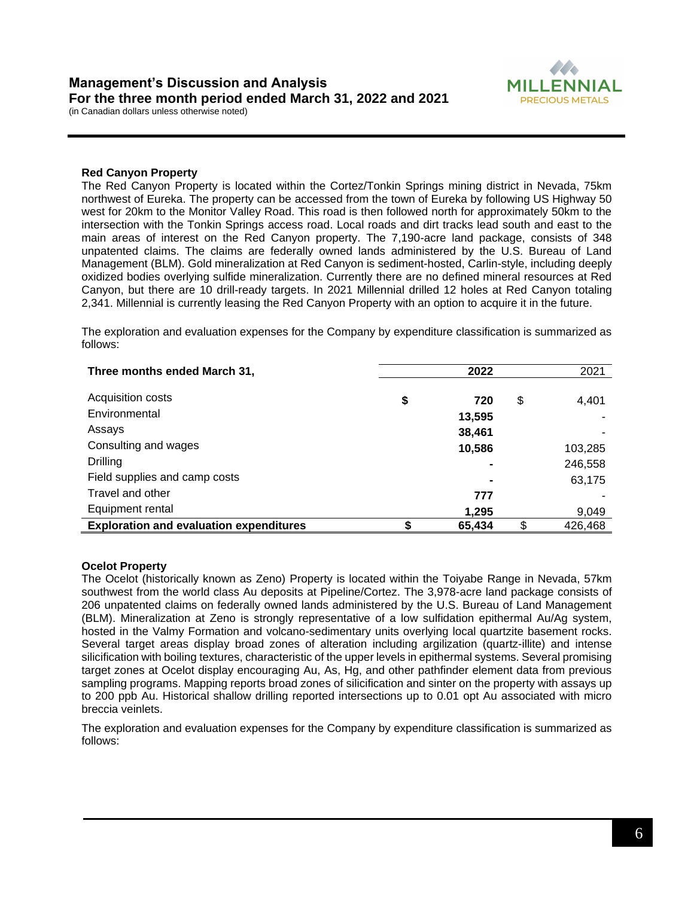### Red Canyon Property

The Red Canyon Property is located within the Cortez/Tonkin Springs mining district in Nevada, 75km northwest of Eureka. The property can be accessed from the town of Eureka by following US Highway 50 west for 20km to the Monitor Valley Road. This road is then followed north for approximately 50km to the intersection with the Tonkin Springs access road. Local roads and dirt tracks lead south and east to the main areas of interest on the Red Canyon property. The 7,190-acre land package, consists of 348 unpatented claims. The claims are federally owned lands administered by the U.S. Bureau of Land Management (BLM). Gold mineralization at Red Canyon is sediment-hosted, Carlin-style, including deeply oxidized bodies overlying sulfide mineralization. Currently there are no defined mineral resources at Red Canyon, but there are 10 drill-ready targets. In 2021 Millennial drilled 12 holes at Red Canyon totaling 2,341. Millennial is currently leasing the Red Canyon Property with an option to acquire it in the future.

The exploration and evaluation expenses for the Company by expenditure classification is summarized as follows:

| Three months ended March 31, | 2022 | 2021 |
|---|---|---|
| Acquisition costs | **$ 720** | $ 4,401 |
| Environmental | **13,595** | - |
| Assays | **38,461** | - |
| Consulting and wages | **10,586** | 103,285 |
| Drilling | **-** | 246,558 |
| Field supplies and camp costs | **-** | 63,175 |
| Travel and other | **777** | - |
| Equipment rental | **1,295** | 9,049 |
| **Exploration and evaluation expenditures** | **$ 65,434** | $ 426,468 |

### Ocelot Property

The Ocelot (historically known as Zeno) Property is located within the Toiyabe Range in Nevada, 57km southwest from the world class Au deposits at Pipeline/Cortez. The 3,978-acre land package consists of 206 unpatented claims on federally owned lands administered by the U.S. Bureau of Land Management (BLM). Mineralization at Zeno is strongly representative of a low sulfidation epithermal Au/Ag system, hosted in the Valmy Formation and volcano-sedimentary units overlying local quartzite basement rocks. Several target areas display broad zones of alteration including argilization (quartz-illite) and intense silicification with boiling textures, characteristic of the upper levels in epithermal systems. Several promising target zones at Ocelot display encouraging Au, As, Hg, and other pathfinder element data from previous sampling programs. Mapping reports broad zones of silicification and sinter on the property with assays up to 200 ppb Au. Historical shallow drilling reported intersections up to 0.01 opt Au associated with micro breccia veinlets.

The exploration and evaluation expenses for the Company by expenditure classification is summarized as follows: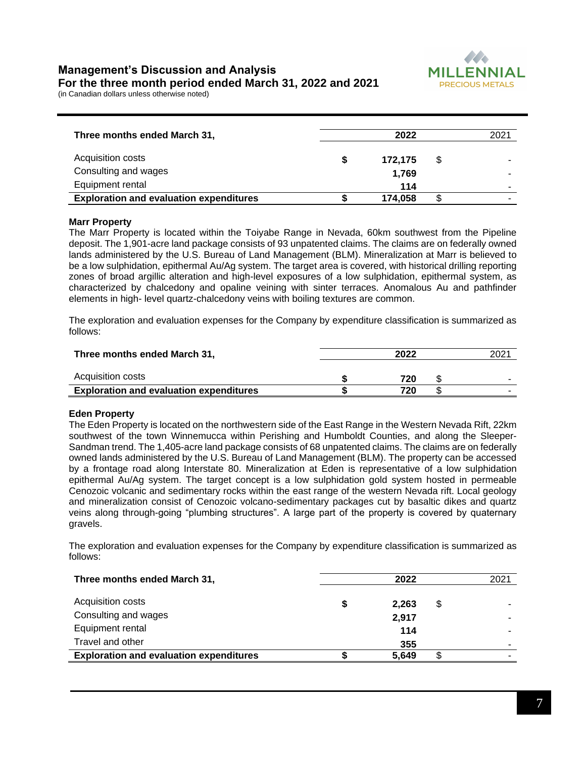| Three months ended March 31, | | 2022 | | 2021 |
|---|---|---|---|---|
| Acquisition costs | $ | 172,175 | $ | - |
| Consulting and wages | | 1,769 | | - |
| Equipment rental | | 114 | | - |
| **Exploration and evaluation expenditures** | **$** | **174,058** | $ | - |

**Marr Property**
The Marr Property is located within the Toiyabe Range in Nevada, 60km southwest from the Pipeline deposit. The 1,901-acre land package consists of 93 unpatented claims. The claims are on federally owned lands administered by the U.S. Bureau of Land Management (BLM). Mineralization at Marr is believed to be a low sulphidation, epithermal Au/Ag system. The target area is covered, with historical drilling reporting zones of broad argillic alteration and high-level exposures of a low sulphidation, epithermal system, as characterized by chalcedony and opaline veining with sinter terraces. Anomalous Au and pathfinder elements in high- level quartz-chalcedony veins with boiling textures are common.

The exploration and evaluation expenses for the Company by expenditure classification is summarized as follows:

| Three months ended March 31, | | 2022 | | 2021 |
|---|---|---|---|---|
| Acquisition costs | $ | 720 | $ | - |
| **Exploration and evaluation expenditures** | **$** | **720** | $ | - |

**Eden Property**
The Eden Property is located on the northwestern side of the East Range in the Western Nevada Rift, 22km southwest of the town Winnemucca within Perishing and Humboldt Counties, and along the Sleeper-Sandman trend. The 1,405-acre land package consists of 68 unpatented claims. The claims are on federally owned lands administered by the U.S. Bureau of Land Management (BLM). The property can be accessed by a frontage road along Interstate 80. Mineralization at Eden is representative of a low sulphidation epithermal Au/Ag system. The target concept is a low sulphidation gold system hosted in permeable Cenozoic volcanic and sedimentary rocks within the east range of the western Nevada rift. Local geology and mineralization consist of Cenozoic volcano-sedimentary packages cut by basaltic dikes and quartz veins along through-going "plumbing structures". A large part of the property is covered by quaternary gravels.

The exploration and evaluation expenses for the Company by expenditure classification is summarized as follows:

| Three months ended March 31, | | 2022 | | 2021 |
|---|---|---|---|---|
| Acquisition costs | $ | 2,263 | $ | - |
| Consulting and wages | | 2,917 | | - |
| Equipment rental | | 114 | | - |
| Travel and other | | 355 | | - |
| **Exploration and evaluation expenditures** | **$** | **5,649** | $ | - |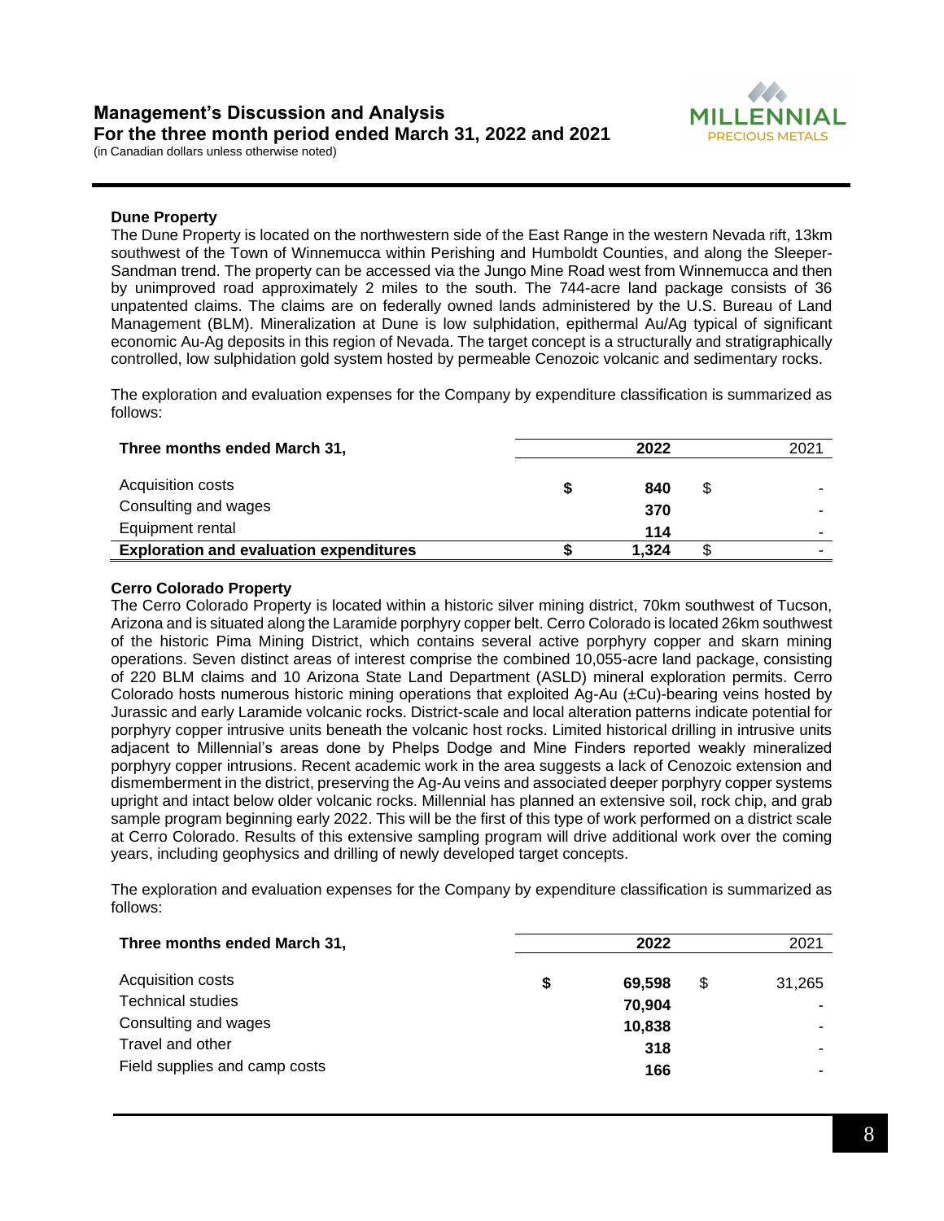**Dune Property**

The Dune Property is located on the northwestern side of the East Range in the western Nevada rift, 13km southwest of the Town of Winnemucca within Perishing and Humboldt Counties, and along the Sleeper-Sandman trend. The property can be accessed via the Jungo Mine Road west from Winnemucca and then by unimproved road approximately 2 miles to the south. The 744-acre land package consists of 36 unpatented claims. The claims are on federally owned lands administered by the U.S. Bureau of Land Management (BLM). Mineralization at Dune is low sulphidation, epithermal Au/Ag typical of significant economic Au-Ag deposits in this region of Nevada. The target concept is a structurally and stratigraphically controlled, low sulphidation gold system hosted by permeable Cenozoic volcanic and sedimentary rocks.

The exploration and evaluation expenses for the Company by expenditure classification is summarized as follows:

| Three months ended March 31, | 2022 | 2021 |
|---|---|---|
| Acquisition costs | $ 840 | $ - |
| Consulting and wages | 370 | - |
| Equipment rental | 114 | - |
| **Exploration and evaluation expenditures** | **$ 1,324** | $ - |

**Cerro Colorado Property**

The Cerro Colorado Property is located within a historic silver mining district, 70km southwest of Tucson, Arizona and is situated along the Laramide porphyry copper belt. Cerro Colorado is located 26km southwest of the historic Pima Mining District, which contains several active porphyry copper and skarn mining operations. Seven distinct areas of interest comprise the combined 10,055-acre land package, consisting of 220 BLM claims and 10 Arizona State Land Department (ASLD) mineral exploration permits. Cerro Colorado hosts numerous historic mining operations that exploited Ag-Au (±Cu)-bearing veins hosted by Jurassic and early Laramide volcanic rocks. District-scale and local alteration patterns indicate potential for porphyry copper intrusive units beneath the volcanic host rocks. Limited historical drilling in intrusive units adjacent to Millennial's areas done by Phelps Dodge and Mine Finders reported weakly mineralized porphyry copper intrusions. Recent academic work in the area suggests a lack of Cenozoic extension and dismemberment in the district, preserving the Ag-Au veins and associated deeper porphyry copper systems upright and intact below older volcanic rocks. Millennial has planned an extensive soil, rock chip, and grab sample program beginning early 2022. This will be the first of this type of work performed on a district scale at Cerro Colorado. Results of this extensive sampling program will drive additional work over the coming years, including geophysics and drilling of newly developed target concepts.

The exploration and evaluation expenses for the Company by expenditure classification is summarized as follows:

| Three months ended March 31, | 2022 | 2021 |
|---|---|---|
| Acquisition costs | $ 69,598 | $ 31,265 |
| Technical studies | 70,904 | - |
| Consulting and wages | 10,838 | - |
| Travel and other | 318 | - |
| Field supplies and camp costs | 166 | - |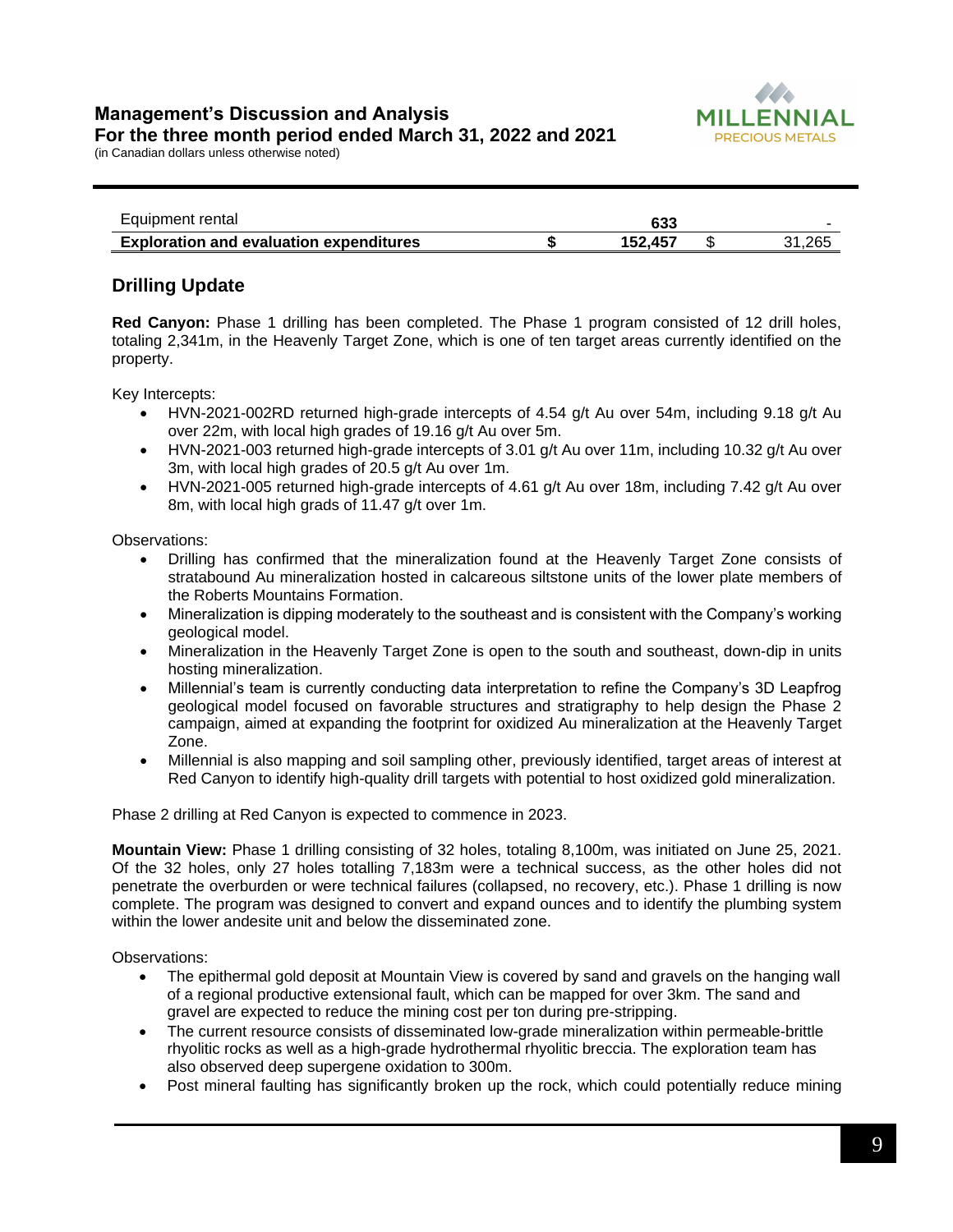| | | | | |
|---|---|---|---|---|
| Equipment rental | | **633** | | - |
| **Exploration and evaluation expenditures** | **$** | **152,457** | $ | 31,265 |

## Drilling Update

**Red Canyon:** Phase 1 drilling has been completed. The Phase 1 program consisted of 12 drill holes, totaling 2,341m, in the Heavenly Target Zone, which is one of ten target areas currently identified on the property.

Key Intercepts:

- HVN-2021-002RD returned high-grade intercepts of 4.54 g/t Au over 54m, including 9.18 g/t Au over 22m, with local high grades of 19.16 g/t Au over 5m.
- HVN-2021-003 returned high-grade intercepts of 3.01 g/t Au over 11m, including 10.32 g/t Au over 3m, with local high grades of 20.5 g/t Au over 1m.
- HVN-2021-005 returned high-grade intercepts of 4.61 g/t Au over 18m, including 7.42 g/t Au over 8m, with local high grads of 11.47 g/t over 1m.

Observations:

- Drilling has confirmed that the mineralization found at the Heavenly Target Zone consists of stratabound Au mineralization hosted in calcareous siltstone units of the lower plate members of the Roberts Mountains Formation.
- Mineralization is dipping moderately to the southeast and is consistent with the Company's working geological model.
- Mineralization in the Heavenly Target Zone is open to the south and southeast, down-dip in units hosting mineralization.
- Millennial's team is currently conducting data interpretation to refine the Company's 3D Leapfrog geological model focused on favorable structures and stratigraphy to help design the Phase 2 campaign, aimed at expanding the footprint for oxidized Au mineralization at the Heavenly Target Zone.
- Millennial is also mapping and soil sampling other, previously identified, target areas of interest at Red Canyon to identify high-quality drill targets with potential to host oxidized gold mineralization.

Phase 2 drilling at Red Canyon is expected to commence in 2023.

**Mountain View:** Phase 1 drilling consisting of 32 holes, totaling 8,100m, was initiated on June 25, 2021. Of the 32 holes, only 27 holes totalling 7,183m were a technical success, as the other holes did not penetrate the overburden or were technical failures (collapsed, no recovery, etc.). Phase 1 drilling is now complete. The program was designed to convert and expand ounces and to identify the plumbing system within the lower andesite unit and below the disseminated zone.

Observations:

- The epithermal gold deposit at Mountain View is covered by sand and gravels on the hanging wall of a regional productive extensional fault, which can be mapped for over 3km. The sand and gravel are expected to reduce the mining cost per ton during pre-stripping.
- The current resource consists of disseminated low-grade mineralization within permeable-brittle rhyolitic rocks as well as a high-grade hydrothermal rhyolitic breccia. The exploration team has also observed deep supergene oxidation to 300m.
- Post mineral faulting has significantly broken up the rock, which could potentially reduce mining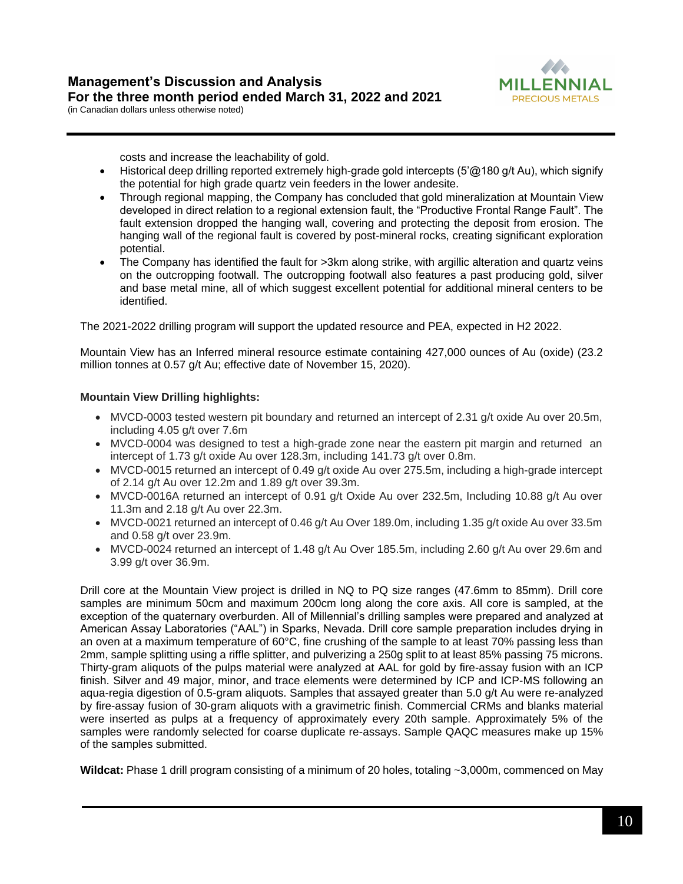costs and increase the leachability of gold.

- Historical deep drilling reported extremely high-grade gold intercepts (5'@180 g/t Au), which signify the potential for high grade quartz vein feeders in the lower andesite.
- Through regional mapping, the Company has concluded that gold mineralization at Mountain View developed in direct relation to a regional extension fault, the "Productive Frontal Range Fault". The fault extension dropped the hanging wall, covering and protecting the deposit from erosion. The hanging wall of the regional fault is covered by post-mineral rocks, creating significant exploration potential.
- The Company has identified the fault for >3km along strike, with argillic alteration and quartz veins on the outcropping footwall. The outcropping footwall also features a past producing gold, silver and base metal mine, all of which suggest excellent potential for additional mineral centers to be identified.

The 2021-2022 drilling program will support the updated resource and PEA, expected in H2 2022.

Mountain View has an Inferred mineral resource estimate containing 427,000 ounces of Au (oxide) (23.2 million tonnes at 0.57 g/t Au; effective date of November 15, 2020).

**Mountain View Drilling highlights:**

- MVCD-0003 tested western pit boundary and returned an intercept of 2.31 g/t oxide Au over 20.5m, including 4.05 g/t over 7.6m
- MVCD-0004 was designed to test a high-grade zone near the eastern pit margin and returned an intercept of 1.73 g/t oxide Au over 128.3m, including 141.73 g/t over 0.8m.
- MVCD-0015 returned an intercept of 0.49 g/t oxide Au over 275.5m, including a high-grade intercept of 2.14 g/t Au over 12.2m and 1.89 g/t over 39.3m.
- MVCD-0016A returned an intercept of 0.91 g/t Oxide Au over 232.5m, Including 10.88 g/t Au over 11.3m and 2.18 g/t Au over 22.3m.
- MVCD-0021 returned an intercept of 0.46 g/t Au Over 189.0m, including 1.35 g/t oxide Au over 33.5m and 0.58 g/t over 23.9m.
- MVCD-0024 returned an intercept of 1.48 g/t Au Over 185.5m, including 2.60 g/t Au over 29.6m and 3.99 g/t over 36.9m.

Drill core at the Mountain View project is drilled in NQ to PQ size ranges (47.6mm to 85mm). Drill core samples are minimum 50cm and maximum 200cm long along the core axis. All core is sampled, at the exception of the quaternary overburden. All of Millennial's drilling samples were prepared and analyzed at American Assay Laboratories ("AAL") in Sparks, Nevada. Drill core sample preparation includes drying in an oven at a maximum temperature of 60°C, fine crushing of the sample to at least 70% passing less than 2mm, sample splitting using a riffle splitter, and pulverizing a 250g split to at least 85% passing 75 microns. Thirty-gram aliquots of the pulps material were analyzed at AAL for gold by fire-assay fusion with an ICP finish. Silver and 49 major, minor, and trace elements were determined by ICP and ICP-MS following an aqua-regia digestion of 0.5-gram aliquots. Samples that assayed greater than 5.0 g/t Au were re-analyzed by fire-assay fusion of 30-gram aliquots with a gravimetric finish. Commercial CRMs and blanks material were inserted as pulps at a frequency of approximately every 20th sample. Approximately 5% of the samples were randomly selected for coarse duplicate re-assays. Sample QAQC measures make up 15% of the samples submitted.

**Wildcat:** Phase 1 drill program consisting of a minimum of 20 holes, totaling ~3,000m, commenced on May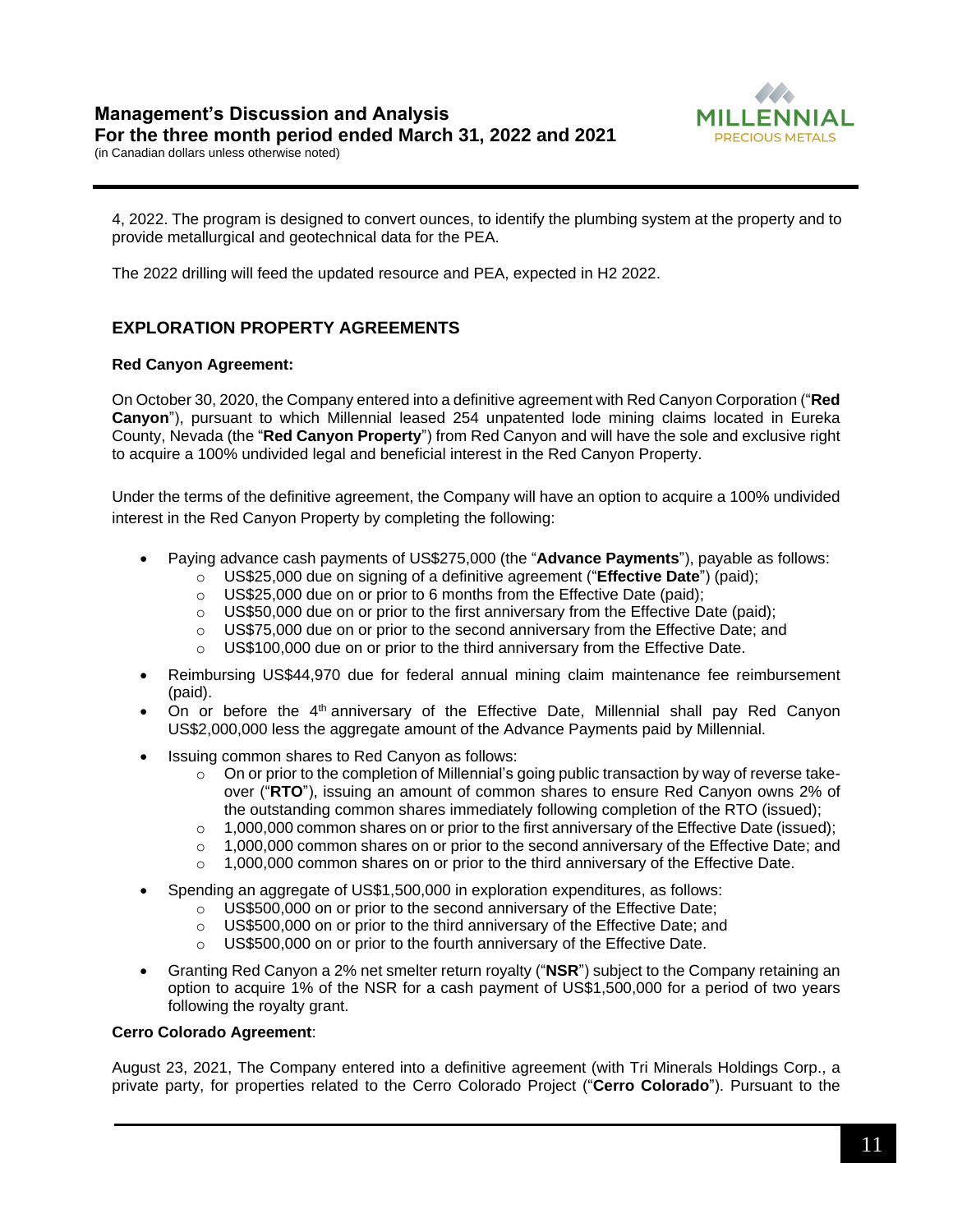4, 2022. The program is designed to convert ounces, to identify the plumbing system at the property and to provide metallurgical and geotechnical data for the PEA.

The 2022 drilling will feed the updated resource and PEA, expected in H2 2022.

## EXPLORATION PROPERTY AGREEMENTS

**Red Canyon Agreement:**

On October 30, 2020, the Company entered into a definitive agreement with Red Canyon Corporation ("**Red Canyon**"), pursuant to which Millennial leased 254 unpatented lode mining claims located in Eureka County, Nevada (the "**Red Canyon Property**") from Red Canyon and will have the sole and exclusive right to acquire a 100% undivided legal and beneficial interest in the Red Canyon Property.

Under the terms of the definitive agreement, the Company will have an option to acquire a 100% undivided interest in the Red Canyon Property by completing the following:

- Paying advance cash payments of US$275,000 (the "**Advance Payments**"), payable as follows:
  - US$25,000 due on signing of a definitive agreement ("**Effective Date**") (paid);
  - US$25,000 due on or prior to 6 months from the Effective Date (paid);
  - US$50,000 due on or prior to the first anniversary from the Effective Date (paid);
  - US$75,000 due on or prior to the second anniversary from the Effective Date; and
  - US$100,000 due on or prior to the third anniversary from the Effective Date.
- Reimbursing US$44,970 due for federal annual mining claim maintenance fee reimbursement (paid).
- On or before the 4th anniversary of the Effective Date, Millennial shall pay Red Canyon US$2,000,000 less the aggregate amount of the Advance Payments paid by Millennial.
- Issuing common shares to Red Canyon as follows:
  - On or prior to the completion of Millennial's going public transaction by way of reverse take-over ("**RTO**"), issuing an amount of common shares to ensure Red Canyon owns 2% of the outstanding common shares immediately following completion of the RTO (issued);
  - 1,000,000 common shares on or prior to the first anniversary of the Effective Date (issued);
  - 1,000,000 common shares on or prior to the second anniversary of the Effective Date; and
  - 1,000,000 common shares on or prior to the third anniversary of the Effective Date.
- Spending an aggregate of US$1,500,000 in exploration expenditures, as follows:
  - US$500,000 on or prior to the second anniversary of the Effective Date;
  - US$500,000 on or prior to the third anniversary of the Effective Date; and
  - US$500,000 on or prior to the fourth anniversary of the Effective Date.
- Granting Red Canyon a 2% net smelter return royalty ("**NSR**") subject to the Company retaining an option to acquire 1% of the NSR for a cash payment of US$1,500,000 for a period of two years following the royalty grant.

**Cerro Colorado Agreement**:

August 23, 2021, The Company entered into a definitive agreement (with Tri Minerals Holdings Corp., a private party, for properties related to the Cerro Colorado Project ("**Cerro Colorado**"). Pursuant to the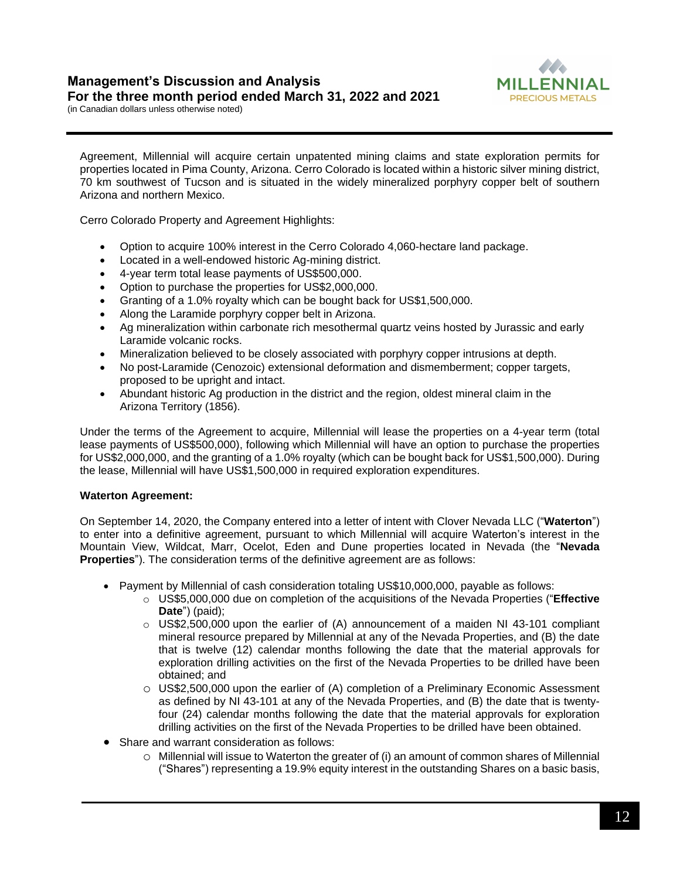Agreement, Millennial will acquire certain unpatented mining claims and state exploration permits for properties located in Pima County, Arizona. Cerro Colorado is located within a historic silver mining district, 70 km southwest of Tucson and is situated in the widely mineralized porphyry copper belt of southern Arizona and northern Mexico.

Cerro Colorado Property and Agreement Highlights:

- Option to acquire 100% interest in the Cerro Colorado 4,060-hectare land package.
- Located in a well-endowed historic Ag-mining district.
- 4-year term total lease payments of US$500,000.
- Option to purchase the properties for US$2,000,000.
- Granting of a 1.0% royalty which can be bought back for US$1,500,000.
- Along the Laramide porphyry copper belt in Arizona.
- Ag mineralization within carbonate rich mesothermal quartz veins hosted by Jurassic and early Laramide volcanic rocks.
- Mineralization believed to be closely associated with porphyry copper intrusions at depth.
- No post-Laramide (Cenozoic) extensional deformation and dismemberment; copper targets, proposed to be upright and intact.
- Abundant historic Ag production in the district and the region, oldest mineral claim in the Arizona Territory (1856).

Under the terms of the Agreement to acquire, Millennial will lease the properties on a 4-year term (total lease payments of US$500,000), following which Millennial will have an option to purchase the properties for US$2,000,000, and the granting of a 1.0% royalty (which can be bought back for US$1,500,000). During the lease, Millennial will have US$1,500,000 in required exploration expenditures.

**Waterton Agreement:**

On September 14, 2020, the Company entered into a letter of intent with Clover Nevada LLC ("**Waterton**") to enter into a definitive agreement, pursuant to which Millennial will acquire Waterton's interest in the Mountain View, Wildcat, Marr, Ocelot, Eden and Dune properties located in Nevada (the "**Nevada Properties**"). The consideration terms of the definitive agreement are as follows:

- Payment by Millennial of cash consideration totaling US$10,000,000, payable as follows:
  - US$5,000,000 due on completion of the acquisitions of the Nevada Properties ("**Effective Date**") (paid);
  - US$2,500,000 upon the earlier of (A) announcement of a maiden NI 43-101 compliant mineral resource prepared by Millennial at any of the Nevada Properties, and (B) the date that is twelve (12) calendar months following the date that the material approvals for exploration drilling activities on the first of the Nevada Properties to be drilled have been obtained; and
  - US$2,500,000 upon the earlier of (A) completion of a Preliminary Economic Assessment as defined by NI 43-101 at any of the Nevada Properties, and (B) the date that is twenty-four (24) calendar months following the date that the material approvals for exploration drilling activities on the first of the Nevada Properties to be drilled have been obtained.
- Share and warrant consideration as follows:
  - Millennial will issue to Waterton the greater of (i) an amount of common shares of Millennial ("Shares") representing a 19.9% equity interest in the outstanding Shares on a basic basis,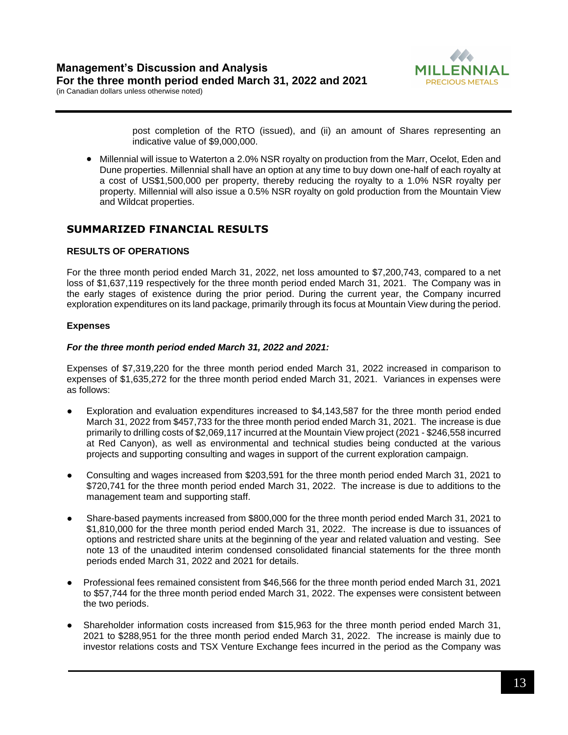post completion of the RTO (issued), and (ii) an amount of Shares representing an indicative value of $9,000,000.

- Millennial will issue to Waterton a 2.0% NSR royalty on production from the Marr, Ocelot, Eden and Dune properties. Millennial shall have an option at any time to buy down one-half of each royalty at a cost of US$1,500,000 per property, thereby reducing the royalty to a 1.0% NSR royalty per property. Millennial will also issue a 0.5% NSR royalty on gold production from the Mountain View and Wildcat properties.

## SUMMARIZED FINANCIAL RESULTS

### RESULTS OF OPERATIONS

For the three month period ended March 31, 2022, net loss amounted to $7,200,743, compared to a net loss of $1,637,119 respectively for the three month period ended March 31, 2021. The Company was in the early stages of existence during the prior period. During the current year, the Company incurred exploration expenditures on its land package, primarily through its focus at Mountain View during the period.

### Expenses

***For the three month period ended March 31, 2022 and 2021:***

Expenses of $7,319,220 for the three month period ended March 31, 2022 increased in comparison to expenses of $1,635,272 for the three month period ended March 31, 2021. Variances in expenses were as follows:

- Exploration and evaluation expenditures increased to $4,143,587 for the three month period ended March 31, 2022 from $457,733 for the three month period ended March 31, 2021. The increase is due primarily to drilling costs of $2,069,117 incurred at the Mountain View project (2021 - $246,558 incurred at Red Canyon), as well as environmental and technical studies being conducted at the various projects and supporting consulting and wages in support of the current exploration campaign.

- Consulting and wages increased from $203,591 for the three month period ended March 31, 2021 to $720,741 for the three month period ended March 31, 2022. The increase is due to additions to the management team and supporting staff.

- Share-based payments increased from $800,000 for the three month period ended March 31, 2021 to $1,810,000 for the three month period ended March 31, 2022. The increase is due to issuances of options and restricted share units at the beginning of the year and related valuation and vesting. See note 13 of the unaudited interim condensed consolidated financial statements for the three month periods ended March 31, 2022 and 2021 for details.

- Professional fees remained consistent from $46,566 for the three month period ended March 31, 2021 to $57,744 for the three month period ended March 31, 2022. The expenses were consistent between the two periods.

- Shareholder information costs increased from $15,963 for the three month period ended March 31, 2021 to $288,951 for the three month period ended March 31, 2022. The increase is mainly due to investor relations costs and TSX Venture Exchange fees incurred in the period as the Company was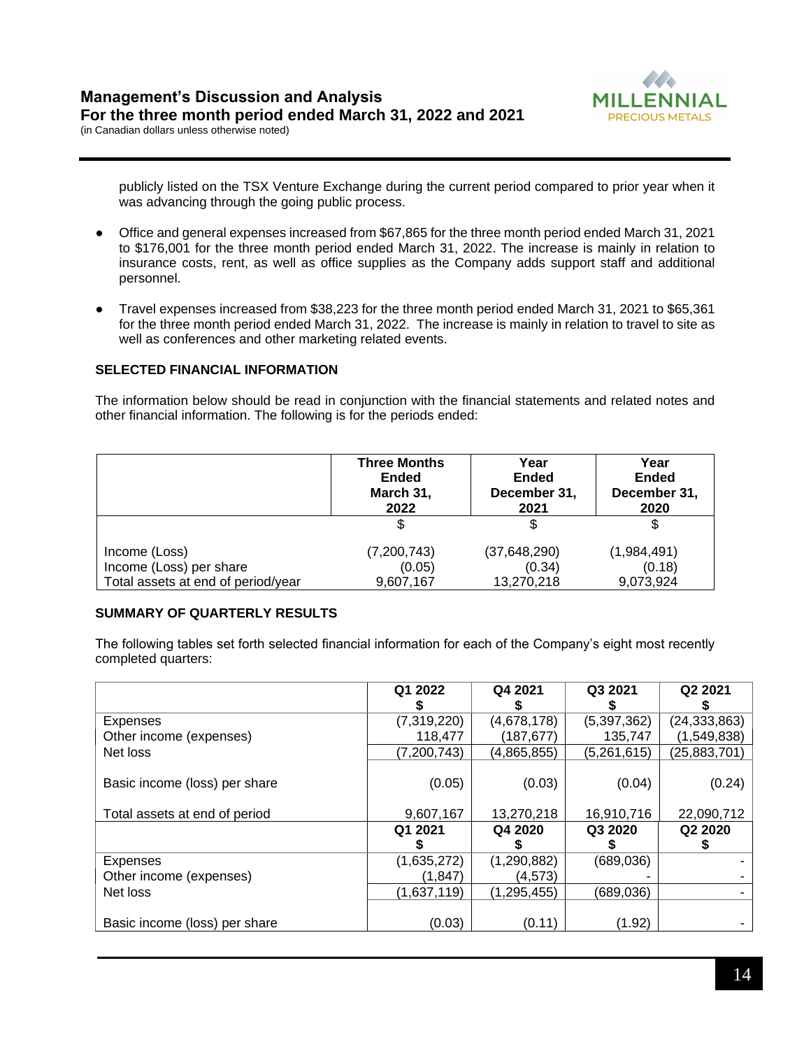publicly listed on the TSX Venture Exchange during the current period compared to prior year when it was advancing through the going public process.

- Office and general expenses increased from $67,865 for the three month period ended March 31, 2021 to $176,001 for the three month period ended March 31, 2022. The increase is mainly in relation to insurance costs, rent, as well as office supplies as the Company adds support staff and additional personnel.

- Travel expenses increased from $38,223 for the three month period ended March 31, 2021 to $65,361 for the three month period ended March 31, 2022. The increase is mainly in relation to travel to site as well as conferences and other marketing related events.

**SELECTED FINANCIAL INFORMATION**

The information below should be read in conjunction with the financial statements and related notes and other financial information. The following is for the periods ended:

| | Three Months Ended March 31, 2022 | Year Ended December 31, 2021 | Year Ended December 31, 2020 |
|---|---|---|---|
| | $ | $ | $ |
| Income (Loss) | (7,200,743) | (37,648,290) | (1,984,491) |
| Income (Loss) per share | (0.05) | (0.34) | (0.18) |
| Total assets at end of period/year | 9,607,167 | 13,270,218 | 9,073,924 |

**SUMMARY OF QUARTERLY RESULTS**

The following tables set forth selected financial information for each of the Company's eight most recently completed quarters:

| | Q1 2022 $ | Q4 2021 $ | Q3 2021 $ | Q2 2021 $ |
|---|---|---|---|---|
| Expenses | (7,319,220) | (4,678,178) | (5,397,362) | (24,333,863) |
| Other income (expenses) | 118,477 | (187,677) | 135,747 | (1,549,838) |
| Net loss | (7,200,743) | (4,865,855) | (5,261,615) | (25,883,701) |
| Basic income (loss) per share | (0.05) | (0.03) | (0.04) | (0.24) |
| Total assets at end of period | 9,607,167 | 13,270,218 | 16,910,716 | 22,090,712 |
| | **Q1 2021 $** | **Q4 2020 $** | **Q3 2020 $** | **Q2 2020 $** |
| Expenses | (1,635,272) | (1,290,882) | (689,036) | - |
| Other income (expenses) | (1,847) | (4,573) | - | - |
| Net loss | (1,637,119) | (1,295,455) | (689,036) | - |
| Basic income (loss) per share | (0.03) | (0.11) | (1.92) | - |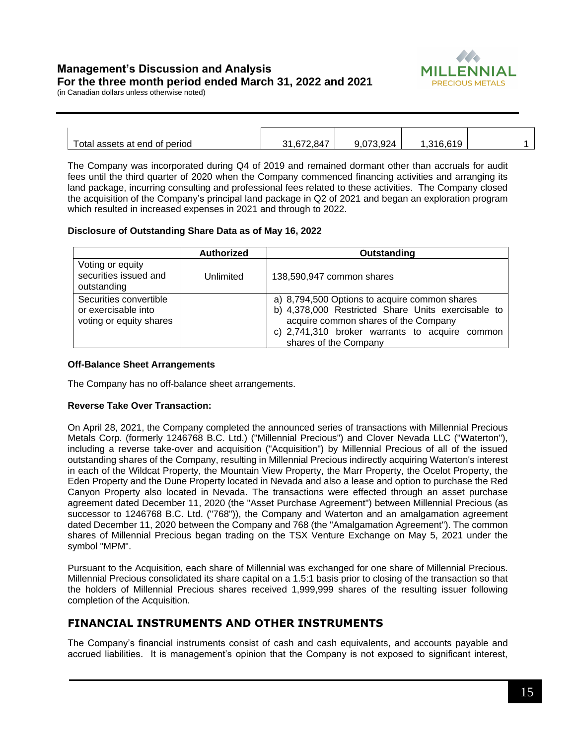| Total assets at end of period | 31,672,847 | 9,073,924 | 1,316,619 | 1 |
|---|---|---|---|---|

The Company was incorporated during Q4 of 2019 and remained dormant other than accruals for audit fees until the third quarter of 2020 when the Company commenced financing activities and arranging its land package, incurring consulting and professional fees related to these activities. The Company closed the acquisition of the Company's principal land package in Q2 of 2021 and began an exploration program which resulted in increased expenses in 2021 and through to 2022.

**Disclosure of Outstanding Share Data as of May 16, 2022**

| | Authorized | Outstanding |
|---|---|---|
| Voting or equity securities issued and outstanding | Unlimited | 138,590,947 common shares |
| Securities convertible or exercisable into voting or equity shares | | a) 8,794,500 Options to acquire common shares<br>b) 4,378,000 Restricted Share Units exercisable to acquire common shares of the Company<br>c) 2,741,310 broker warrants to acquire common shares of the Company |

**Off-Balance Sheet Arrangements**

The Company has no off-balance sheet arrangements.

**Reverse Take Over Transaction:**

On April 28, 2021, the Company completed the announced series of transactions with Millennial Precious Metals Corp. (formerly 1246768 B.C. Ltd.) ("Millennial Precious") and Clover Nevada LLC ("Waterton"), including a reverse take-over and acquisition ("Acquisition") by Millennial Precious of all of the issued outstanding shares of the Company, resulting in Millennial Precious indirectly acquiring Waterton's interest in each of the Wildcat Property, the Mountain View Property, the Marr Property, the Ocelot Property, the Eden Property and the Dune Property located in Nevada and also a lease and option to purchase the Red Canyon Property also located in Nevada. The transactions were effected through an asset purchase agreement dated December 11, 2020 (the "Asset Purchase Agreement") between Millennial Precious (as successor to 1246768 B.C. Ltd. ("768")), the Company and Waterton and an amalgamation agreement dated December 11, 2020 between the Company and 768 (the "Amalgamation Agreement"). The common shares of Millennial Precious began trading on the TSX Venture Exchange on May 5, 2021 under the symbol "MPM".

Pursuant to the Acquisition, each share of Millennial was exchanged for one share of Millennial Precious. Millennial Precious consolidated its share capital on a 1.5:1 basis prior to closing of the transaction so that the holders of Millennial Precious shares received 1,999,999 shares of the resulting issuer following completion of the Acquisition.

## FINANCIAL INSTRUMENTS AND OTHER INSTRUMENTS

The Company's financial instruments consist of cash and cash equivalents, and accounts payable and accrued liabilities. It is management's opinion that the Company is not exposed to significant interest,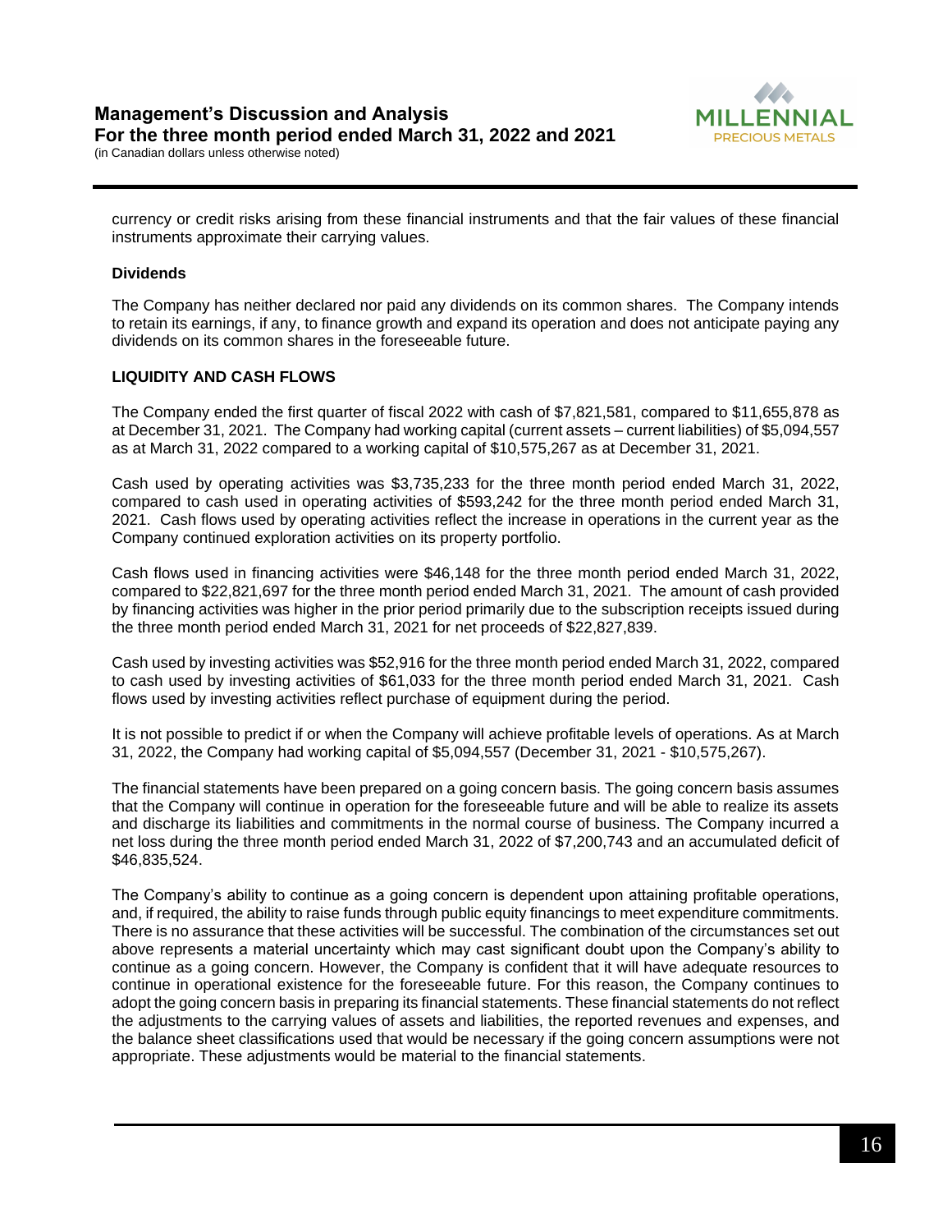currency or credit risks arising from these financial instruments and that the fair values of these financial instruments approximate their carrying values.

**Dividends**

The Company has neither declared nor paid any dividends on its common shares. The Company intends to retain its earnings, if any, to finance growth and expand its operation and does not anticipate paying any dividends on its common shares in the foreseeable future.

**LIQUIDITY AND CASH FLOWS**

The Company ended the first quarter of fiscal 2022 with cash of $7,821,581, compared to $11,655,878 as at December 31, 2021. The Company had working capital (current assets – current liabilities) of $5,094,557 as at March 31, 2022 compared to a working capital of $10,575,267 as at December 31, 2021.

Cash used by operating activities was $3,735,233 for the three month period ended March 31, 2022, compared to cash used in operating activities of $593,242 for the three month period ended March 31, 2021. Cash flows used by operating activities reflect the increase in operations in the current year as the Company continued exploration activities on its property portfolio.

Cash flows used in financing activities were $46,148 for the three month period ended March 31, 2022, compared to $22,821,697 for the three month period ended March 31, 2021. The amount of cash provided by financing activities was higher in the prior period primarily due to the subscription receipts issued during the three month period ended March 31, 2021 for net proceeds of $22,827,839.

Cash used by investing activities was $52,916 for the three month period ended March 31, 2022, compared to cash used by investing activities of $61,033 for the three month period ended March 31, 2021. Cash flows used by investing activities reflect purchase of equipment during the period.

It is not possible to predict if or when the Company will achieve profitable levels of operations. As at March 31, 2022, the Company had working capital of $5,094,557 (December 31, 2021 - $10,575,267).

The financial statements have been prepared on a going concern basis. The going concern basis assumes that the Company will continue in operation for the foreseeable future and will be able to realize its assets and discharge its liabilities and commitments in the normal course of business. The Company incurred a net loss during the three month period ended March 31, 2022 of $7,200,743 and an accumulated deficit of $46,835,524.

The Company's ability to continue as a going concern is dependent upon attaining profitable operations, and, if required, the ability to raise funds through public equity financings to meet expenditure commitments. There is no assurance that these activities will be successful. The combination of the circumstances set out above represents a material uncertainty which may cast significant doubt upon the Company's ability to continue as a going concern. However, the Company is confident that it will have adequate resources to continue in operational existence for the foreseeable future. For this reason, the Company continues to adopt the going concern basis in preparing its financial statements. These financial statements do not reflect the adjustments to the carrying values of assets and liabilities, the reported revenues and expenses, and the balance sheet classifications used that would be necessary if the going concern assumptions were not appropriate. These adjustments would be material to the financial statements.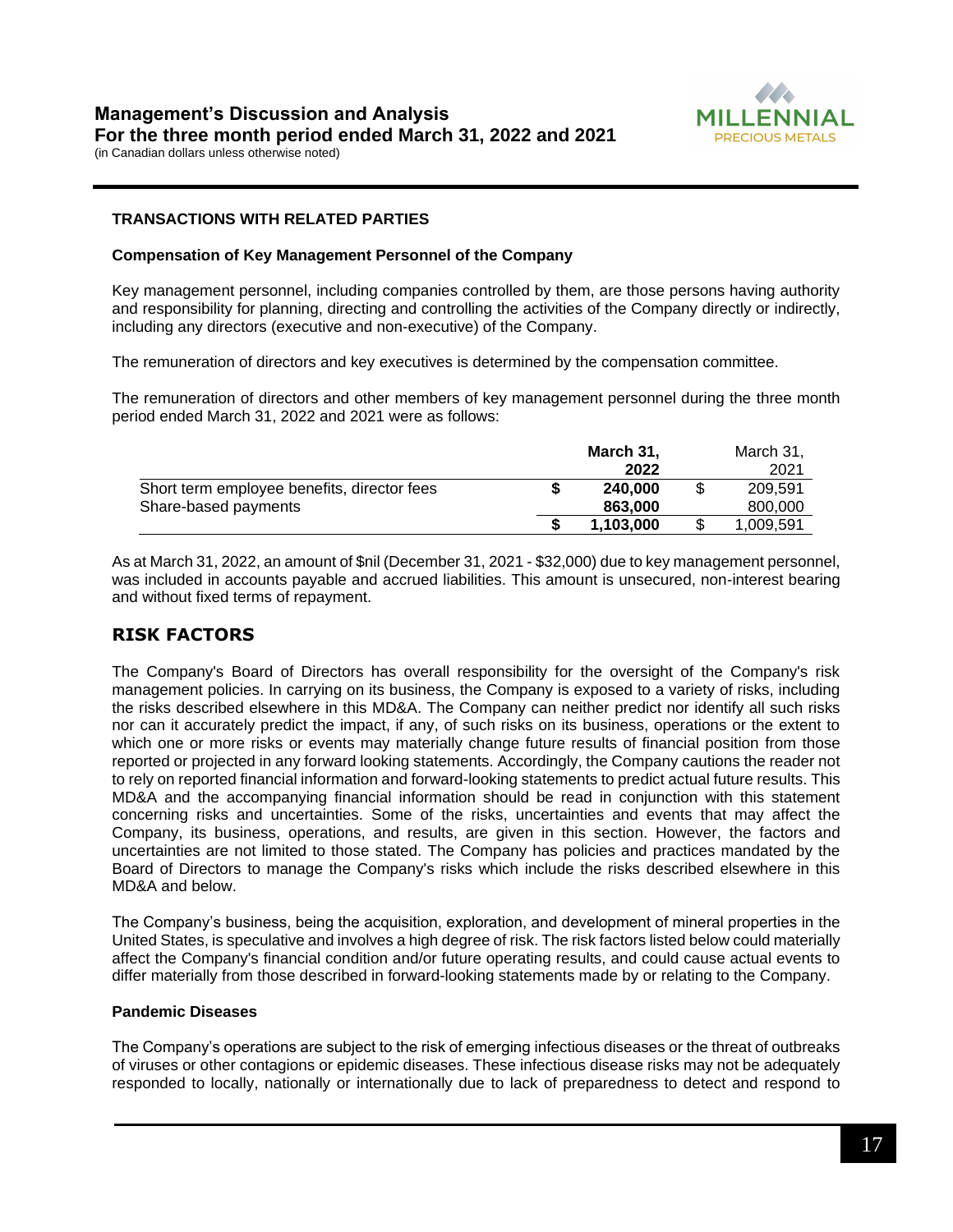### TRANSACTIONS WITH RELATED PARTIES

#### Compensation of Key Management Personnel of the Company

Key management personnel, including companies controlled by them, are those persons having authority and responsibility for planning, directing and controlling the activities of the Company directly or indirectly, including any directors (executive and non-executive) of the Company.

The remuneration of directors and key executives is determined by the compensation committee.

The remuneration of directors and other members of key management personnel during the three month period ended March 31, 2022 and 2021 were as follows:

| | | **March 31, 2022** | | March 31, 2021 |
|---|---|---|---|---|
| Short term employee benefits, director fees | **$** | **240,000** | $ | 209,591 |
| Share-based payments | | **863,000** | | 800,000 |
| | **$** | **1,103,000** | $ | 1,009,591 |

As at March 31, 2022, an amount of $nil (December 31, 2021 - $32,000) due to key management personnel, was included in accounts payable and accrued liabilities. This amount is unsecured, non-interest bearing and without fixed terms of repayment.

## RISK FACTORS

The Company's Board of Directors has overall responsibility for the oversight of the Company's risk management policies. In carrying on its business, the Company is exposed to a variety of risks, including the risks described elsewhere in this MD&A. The Company can neither predict nor identify all such risks nor can it accurately predict the impact, if any, of such risks on its business, operations or the extent to which one or more risks or events may materially change future results of financial position from those reported or projected in any forward looking statements. Accordingly, the Company cautions the reader not to rely on reported financial information and forward-looking statements to predict actual future results. This MD&A and the accompanying financial information should be read in conjunction with this statement concerning risks and uncertainties. Some of the risks, uncertainties and events that may affect the Company, its business, operations, and results, are given in this section. However, the factors and uncertainties are not limited to those stated. The Company has policies and practices mandated by the Board of Directors to manage the Company's risks which include the risks described elsewhere in this MD&A and below.

The Company's business, being the acquisition, exploration, and development of mineral properties in the United States, is speculative and involves a high degree of risk. The risk factors listed below could materially affect the Company's financial condition and/or future operating results, and could cause actual events to differ materially from those described in forward-looking statements made by or relating to the Company.

#### Pandemic Diseases

The Company's operations are subject to the risk of emerging infectious diseases or the threat of outbreaks of viruses or other contagions or epidemic diseases. These infectious disease risks may not be adequately responded to locally, nationally or internationally due to lack of preparedness to detect and respond to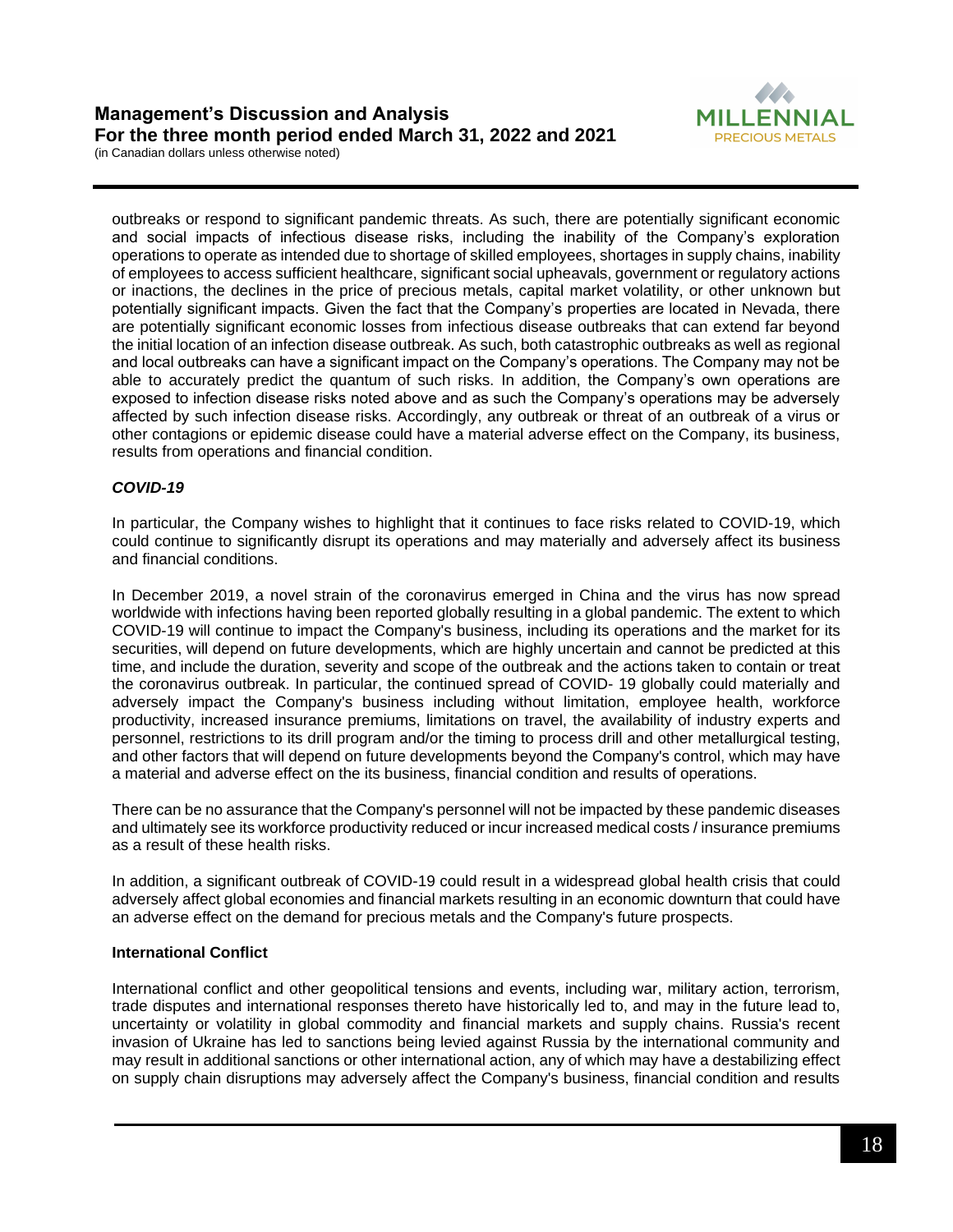outbreaks or respond to significant pandemic threats. As such, there are potentially significant economic and social impacts of infectious disease risks, including the inability of the Company's exploration operations to operate as intended due to shortage of skilled employees, shortages in supply chains, inability of employees to access sufficient healthcare, significant social upheavals, government or regulatory actions or inactions, the declines in the price of precious metals, capital market volatility, or other unknown but potentially significant impacts. Given the fact that the Company's properties are located in Nevada, there are potentially significant economic losses from infectious disease outbreaks that can extend far beyond the initial location of an infection disease outbreak. As such, both catastrophic outbreaks as well as regional and local outbreaks can have a significant impact on the Company's operations. The Company may not be able to accurately predict the quantum of such risks. In addition, the Company's own operations are exposed to infection disease risks noted above and as such the Company's operations may be adversely affected by such infection disease risks. Accordingly, any outbreak or threat of an outbreak of a virus or other contagions or epidemic disease could have a material adverse effect on the Company, its business, results from operations and financial condition.

***COVID-19***

In particular, the Company wishes to highlight that it continues to face risks related to COVID-19, which could continue to significantly disrupt its operations and may materially and adversely affect its business and financial conditions.

In December 2019, a novel strain of the coronavirus emerged in China and the virus has now spread worldwide with infections having been reported globally resulting in a global pandemic. The extent to which COVID-19 will continue to impact the Company's business, including its operations and the market for its securities, will depend on future developments, which are highly uncertain and cannot be predicted at this time, and include the duration, severity and scope of the outbreak and the actions taken to contain or treat the coronavirus outbreak. In particular, the continued spread of COVID- 19 globally could materially and adversely impact the Company's business including without limitation, employee health, workforce productivity, increased insurance premiums, limitations on travel, the availability of industry experts and personnel, restrictions to its drill program and/or the timing to process drill and other metallurgical testing, and other factors that will depend on future developments beyond the Company's control, which may have a material and adverse effect on the its business, financial condition and results of operations.

There can be no assurance that the Company's personnel will not be impacted by these pandemic diseases and ultimately see its workforce productivity reduced or incur increased medical costs / insurance premiums as a result of these health risks.

In addition, a significant outbreak of COVID-19 could result in a widespread global health crisis that could adversely affect global economies and financial markets resulting in an economic downturn that could have an adverse effect on the demand for precious metals and the Company's future prospects.

**International Conflict**

International conflict and other geopolitical tensions and events, including war, military action, terrorism, trade disputes and international responses thereto have historically led to, and may in the future lead to, uncertainty or volatility in global commodity and financial markets and supply chains. Russia's recent invasion of Ukraine has led to sanctions being levied against Russia by the international community and may result in additional sanctions or other international action, any of which may have a destabilizing effect on supply chain disruptions may adversely affect the Company's business, financial condition and results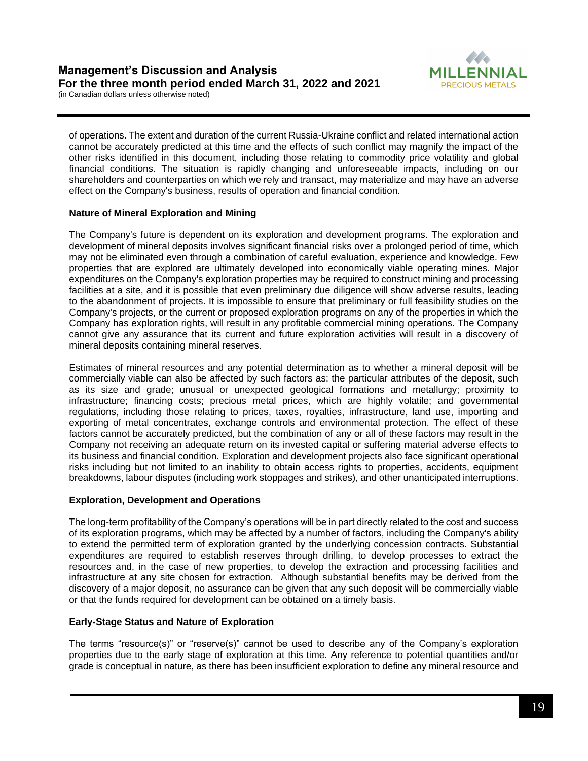of operations. The extent and duration of the current Russia-Ukraine conflict and related international action cannot be accurately predicted at this time and the effects of such conflict may magnify the impact of the other risks identified in this document, including those relating to commodity price volatility and global financial conditions. The situation is rapidly changing and unforeseeable impacts, including on our shareholders and counterparties on which we rely and transact, may materialize and may have an adverse effect on the Company's business, results of operation and financial condition.

**Nature of Mineral Exploration and Mining**

The Company's future is dependent on its exploration and development programs. The exploration and development of mineral deposits involves significant financial risks over a prolonged period of time, which may not be eliminated even through a combination of careful evaluation, experience and knowledge. Few properties that are explored are ultimately developed into economically viable operating mines. Major expenditures on the Company's exploration properties may be required to construct mining and processing facilities at a site, and it is possible that even preliminary due diligence will show adverse results, leading to the abandonment of projects. It is impossible to ensure that preliminary or full feasibility studies on the Company's projects, or the current or proposed exploration programs on any of the properties in which the Company has exploration rights, will result in any profitable commercial mining operations. The Company cannot give any assurance that its current and future exploration activities will result in a discovery of mineral deposits containing mineral reserves.

Estimates of mineral resources and any potential determination as to whether a mineral deposit will be commercially viable can also be affected by such factors as: the particular attributes of the deposit, such as its size and grade; unusual or unexpected geological formations and metallurgy; proximity to infrastructure; financing costs; precious metal prices, which are highly volatile; and governmental regulations, including those relating to prices, taxes, royalties, infrastructure, land use, importing and exporting of metal concentrates, exchange controls and environmental protection. The effect of these factors cannot be accurately predicted, but the combination of any or all of these factors may result in the Company not receiving an adequate return on its invested capital or suffering material adverse effects to its business and financial condition. Exploration and development projects also face significant operational risks including but not limited to an inability to obtain access rights to properties, accidents, equipment breakdowns, labour disputes (including work stoppages and strikes), and other unanticipated interruptions.

**Exploration, Development and Operations**

The long-term profitability of the Company's operations will be in part directly related to the cost and success of its exploration programs, which may be affected by a number of factors, including the Company's ability to extend the permitted term of exploration granted by the underlying concession contracts. Substantial expenditures are required to establish reserves through drilling, to develop processes to extract the resources and, in the case of new properties, to develop the extraction and processing facilities and infrastructure at any site chosen for extraction. Although substantial benefits may be derived from the discovery of a major deposit, no assurance can be given that any such deposit will be commercially viable or that the funds required for development can be obtained on a timely basis.

**Early-Stage Status and Nature of Exploration**

The terms "resource(s)" or "reserve(s)" cannot be used to describe any of the Company's exploration properties due to the early stage of exploration at this time. Any reference to potential quantities and/or grade is conceptual in nature, as there has been insufficient exploration to define any mineral resource and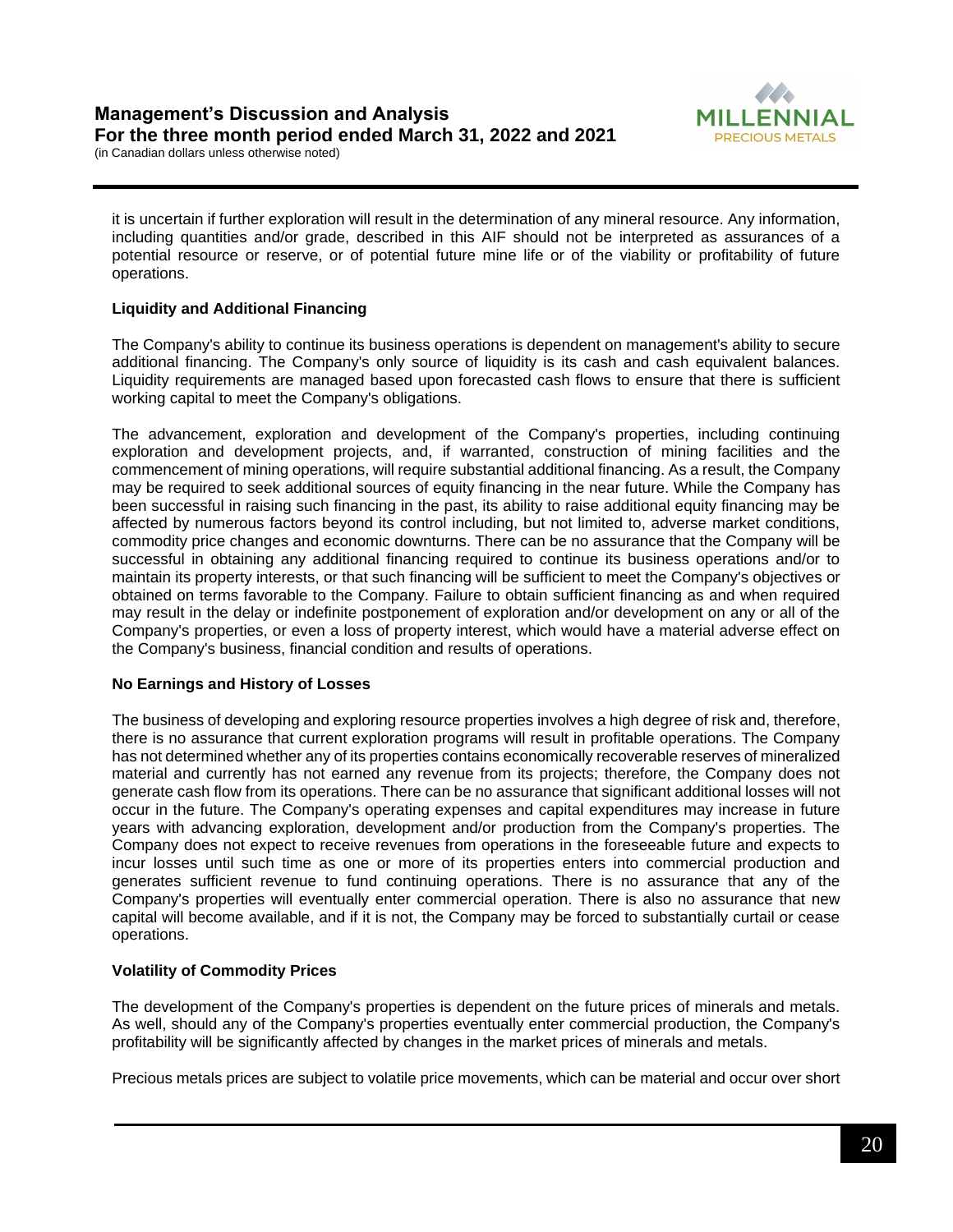it is uncertain if further exploration will result in the determination of any mineral resource. Any information, including quantities and/or grade, described in this AIF should not be interpreted as assurances of a potential resource or reserve, or of potential future mine life or of the viability or profitability of future operations.

**Liquidity and Additional Financing**

The Company's ability to continue its business operations is dependent on management's ability to secure additional financing. The Company's only source of liquidity is its cash and cash equivalent balances. Liquidity requirements are managed based upon forecasted cash flows to ensure that there is sufficient working capital to meet the Company's obligations.

The advancement, exploration and development of the Company's properties, including continuing exploration and development projects, and, if warranted, construction of mining facilities and the commencement of mining operations, will require substantial additional financing. As a result, the Company may be required to seek additional sources of equity financing in the near future. While the Company has been successful in raising such financing in the past, its ability to raise additional equity financing may be affected by numerous factors beyond its control including, but not limited to, adverse market conditions, commodity price changes and economic downturns. There can be no assurance that the Company will be successful in obtaining any additional financing required to continue its business operations and/or to maintain its property interests, or that such financing will be sufficient to meet the Company's objectives or obtained on terms favorable to the Company. Failure to obtain sufficient financing as and when required may result in the delay or indefinite postponement of exploration and/or development on any or all of the Company's properties, or even a loss of property interest, which would have a material adverse effect on the Company's business, financial condition and results of operations.

**No Earnings and History of Losses**

The business of developing and exploring resource properties involves a high degree of risk and, therefore, there is no assurance that current exploration programs will result in profitable operations. The Company has not determined whether any of its properties contains economically recoverable reserves of mineralized material and currently has not earned any revenue from its projects; therefore, the Company does not generate cash flow from its operations. There can be no assurance that significant additional losses will not occur in the future. The Company's operating expenses and capital expenditures may increase in future years with advancing exploration, development and/or production from the Company's properties. The Company does not expect to receive revenues from operations in the foreseeable future and expects to incur losses until such time as one or more of its properties enters into commercial production and generates sufficient revenue to fund continuing operations. There is no assurance that any of the Company's properties will eventually enter commercial operation. There is also no assurance that new capital will become available, and if it is not, the Company may be forced to substantially curtail or cease operations.

**Volatility of Commodity Prices**

The development of the Company's properties is dependent on the future prices of minerals and metals. As well, should any of the Company's properties eventually enter commercial production, the Company's profitability will be significantly affected by changes in the market prices of minerals and metals.

Precious metals prices are subject to volatile price movements, which can be material and occur over short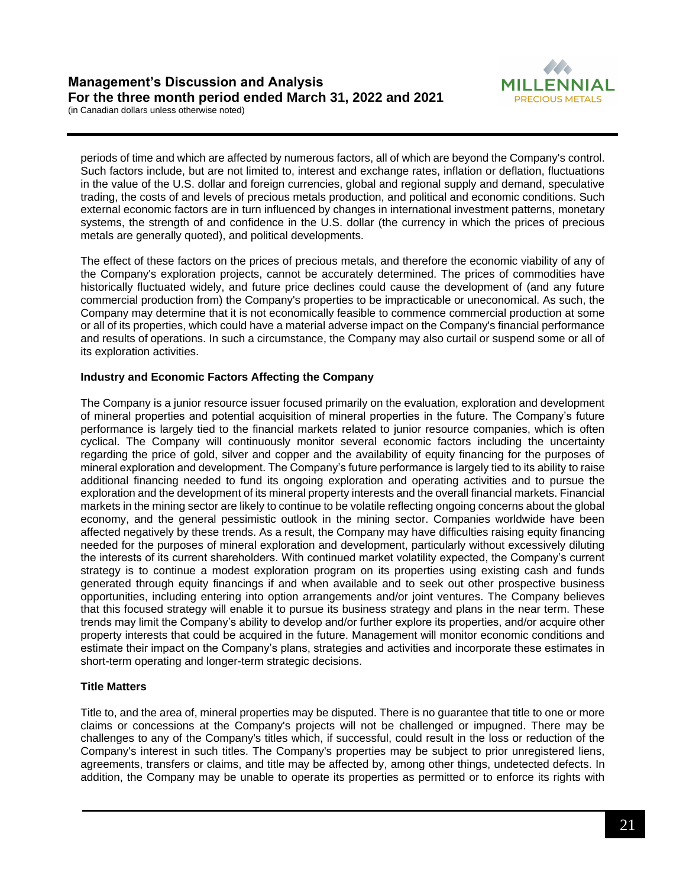periods of time and which are affected by numerous factors, all of which are beyond the Company's control. Such factors include, but are not limited to, interest and exchange rates, inflation or deflation, fluctuations in the value of the U.S. dollar and foreign currencies, global and regional supply and demand, speculative trading, the costs of and levels of precious metals production, and political and economic conditions. Such external economic factors are in turn influenced by changes in international investment patterns, monetary systems, the strength of and confidence in the U.S. dollar (the currency in which the prices of precious metals are generally quoted), and political developments.

The effect of these factors on the prices of precious metals, and therefore the economic viability of any of the Company's exploration projects, cannot be accurately determined. The prices of commodities have historically fluctuated widely, and future price declines could cause the development of (and any future commercial production from) the Company's properties to be impracticable or uneconomical. As such, the Company may determine that it is not economically feasible to commence commercial production at some or all of its properties, which could have a material adverse impact on the Company's financial performance and results of operations. In such a circumstance, the Company may also curtail or suspend some or all of its exploration activities.

**Industry and Economic Factors Affecting the Company**

The Company is a junior resource issuer focused primarily on the evaluation, exploration and development of mineral properties and potential acquisition of mineral properties in the future. The Company's future performance is largely tied to the financial markets related to junior resource companies, which is often cyclical. The Company will continuously monitor several economic factors including the uncertainty regarding the price of gold, silver and copper and the availability of equity financing for the purposes of mineral exploration and development. The Company's future performance is largely tied to its ability to raise additional financing needed to fund its ongoing exploration and operating activities and to pursue the exploration and the development of its mineral property interests and the overall financial markets. Financial markets in the mining sector are likely to continue to be volatile reflecting ongoing concerns about the global economy, and the general pessimistic outlook in the mining sector. Companies worldwide have been affected negatively by these trends. As a result, the Company may have difficulties raising equity financing needed for the purposes of mineral exploration and development, particularly without excessively diluting the interests of its current shareholders. With continued market volatility expected, the Company's current strategy is to continue a modest exploration program on its properties using existing cash and funds generated through equity financings if and when available and to seek out other prospective business opportunities, including entering into option arrangements and/or joint ventures. The Company believes that this focused strategy will enable it to pursue its business strategy and plans in the near term. These trends may limit the Company's ability to develop and/or further explore its properties, and/or acquire other property interests that could be acquired in the future. Management will monitor economic conditions and estimate their impact on the Company's plans, strategies and activities and incorporate these estimates in short-term operating and longer-term strategic decisions.

**Title Matters**

Title to, and the area of, mineral properties may be disputed. There is no guarantee that title to one or more claims or concessions at the Company's projects will not be challenged or impugned. There may be challenges to any of the Company's titles which, if successful, could result in the loss or reduction of the Company's interest in such titles. The Company's properties may be subject to prior unregistered liens, agreements, transfers or claims, and title may be affected by, among other things, undetected defects. In addition, the Company may be unable to operate its properties as permitted or to enforce its rights with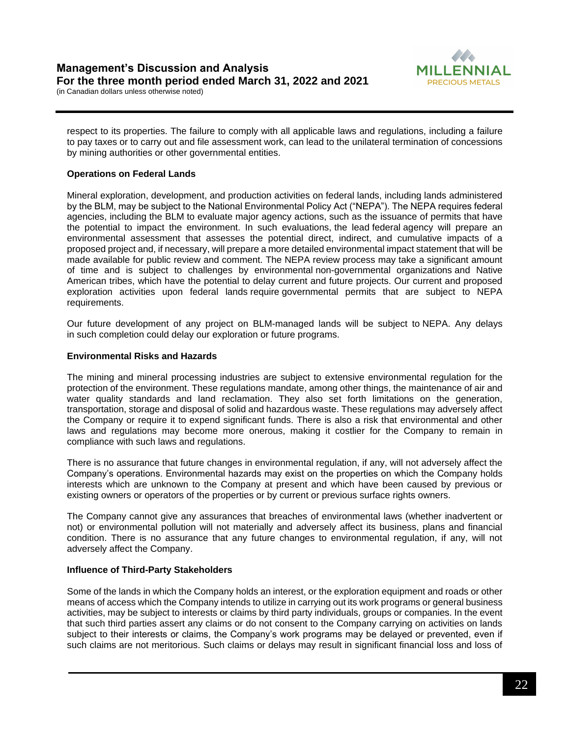respect to its properties. The failure to comply with all applicable laws and regulations, including a failure to pay taxes or to carry out and file assessment work, can lead to the unilateral termination of concessions by mining authorities or other governmental entities.

**Operations on Federal Lands**

Mineral exploration, development, and production activities on federal lands, including lands administered by the BLM, may be subject to the National Environmental Policy Act ("NEPA"). The NEPA requires federal agencies, including the BLM to evaluate major agency actions, such as the issuance of permits that have the potential to impact the environment. In such evaluations, the lead federal agency will prepare an environmental assessment that assesses the potential direct, indirect, and cumulative impacts of a proposed project and, if necessary, will prepare a more detailed environmental impact statement that will be made available for public review and comment. The NEPA review process may take a significant amount of time and is subject to challenges by environmental non-governmental organizations and Native American tribes, which have the potential to delay current and future projects. Our current and proposed exploration activities upon federal lands require governmental permits that are subject to NEPA requirements.

Our future development of any project on BLM-managed lands will be subject to NEPA. Any delays in such completion could delay our exploration or future programs.

**Environmental Risks and Hazards**

The mining and mineral processing industries are subject to extensive environmental regulation for the protection of the environment. These regulations mandate, among other things, the maintenance of air and water quality standards and land reclamation. They also set forth limitations on the generation, transportation, storage and disposal of solid and hazardous waste. These regulations may adversely affect the Company or require it to expend significant funds. There is also a risk that environmental and other laws and regulations may become more onerous, making it costlier for the Company to remain in compliance with such laws and regulations.

There is no assurance that future changes in environmental regulation, if any, will not adversely affect the Company's operations. Environmental hazards may exist on the properties on which the Company holds interests which are unknown to the Company at present and which have been caused by previous or existing owners or operators of the properties or by current or previous surface rights owners.

The Company cannot give any assurances that breaches of environmental laws (whether inadvertent or not) or environmental pollution will not materially and adversely affect its business, plans and financial condition. There is no assurance that any future changes to environmental regulation, if any, will not adversely affect the Company.

**Influence of Third-Party Stakeholders**

Some of the lands in which the Company holds an interest, or the exploration equipment and roads or other means of access which the Company intends to utilize in carrying out its work programs or general business activities, may be subject to interests or claims by third party individuals, groups or companies. In the event that such third parties assert any claims or do not consent to the Company carrying on activities on lands subject to their interests or claims, the Company's work programs may be delayed or prevented, even if such claims are not meritorious. Such claims or delays may result in significant financial loss and loss of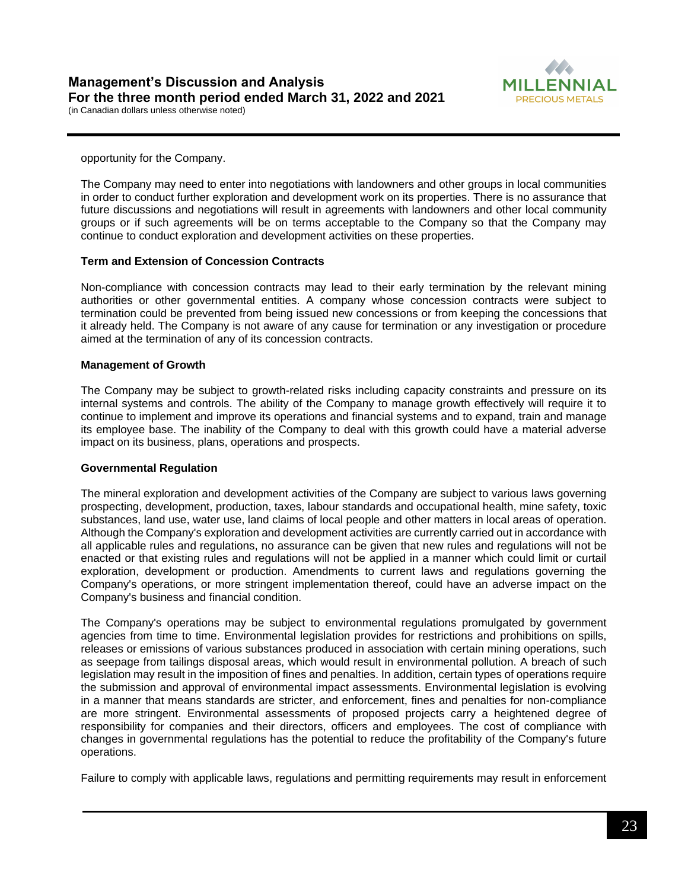opportunity for the Company.

The Company may need to enter into negotiations with landowners and other groups in local communities in order to conduct further exploration and development work on its properties. There is no assurance that future discussions and negotiations will result in agreements with landowners and other local community groups or if such agreements will be on terms acceptable to the Company so that the Company may continue to conduct exploration and development activities on these properties.

**Term and Extension of Concession Contracts**

Non-compliance with concession contracts may lead to their early termination by the relevant mining authorities or other governmental entities. A company whose concession contracts were subject to termination could be prevented from being issued new concessions or from keeping the concessions that it already held. The Company is not aware of any cause for termination or any investigation or procedure aimed at the termination of any of its concession contracts.

**Management of Growth**

The Company may be subject to growth-related risks including capacity constraints and pressure on its internal systems and controls. The ability of the Company to manage growth effectively will require it to continue to implement and improve its operations and financial systems and to expand, train and manage its employee base. The inability of the Company to deal with this growth could have a material adverse impact on its business, plans, operations and prospects.

**Governmental Regulation**

The mineral exploration and development activities of the Company are subject to various laws governing prospecting, development, production, taxes, labour standards and occupational health, mine safety, toxic substances, land use, water use, land claims of local people and other matters in local areas of operation. Although the Company's exploration and development activities are currently carried out in accordance with all applicable rules and regulations, no assurance can be given that new rules and regulations will not be enacted or that existing rules and regulations will not be applied in a manner which could limit or curtail exploration, development or production. Amendments to current laws and regulations governing the Company's operations, or more stringent implementation thereof, could have an adverse impact on the Company's business and financial condition.

The Company's operations may be subject to environmental regulations promulgated by government agencies from time to time. Environmental legislation provides for restrictions and prohibitions on spills, releases or emissions of various substances produced in association with certain mining operations, such as seepage from tailings disposal areas, which would result in environmental pollution. A breach of such legislation may result in the imposition of fines and penalties. In addition, certain types of operations require the submission and approval of environmental impact assessments. Environmental legislation is evolving in a manner that means standards are stricter, and enforcement, fines and penalties for non-compliance are more stringent. Environmental assessments of proposed projects carry a heightened degree of responsibility for companies and their directors, officers and employees. The cost of compliance with changes in governmental regulations has the potential to reduce the profitability of the Company's future operations.

Failure to comply with applicable laws, regulations and permitting requirements may result in enforcement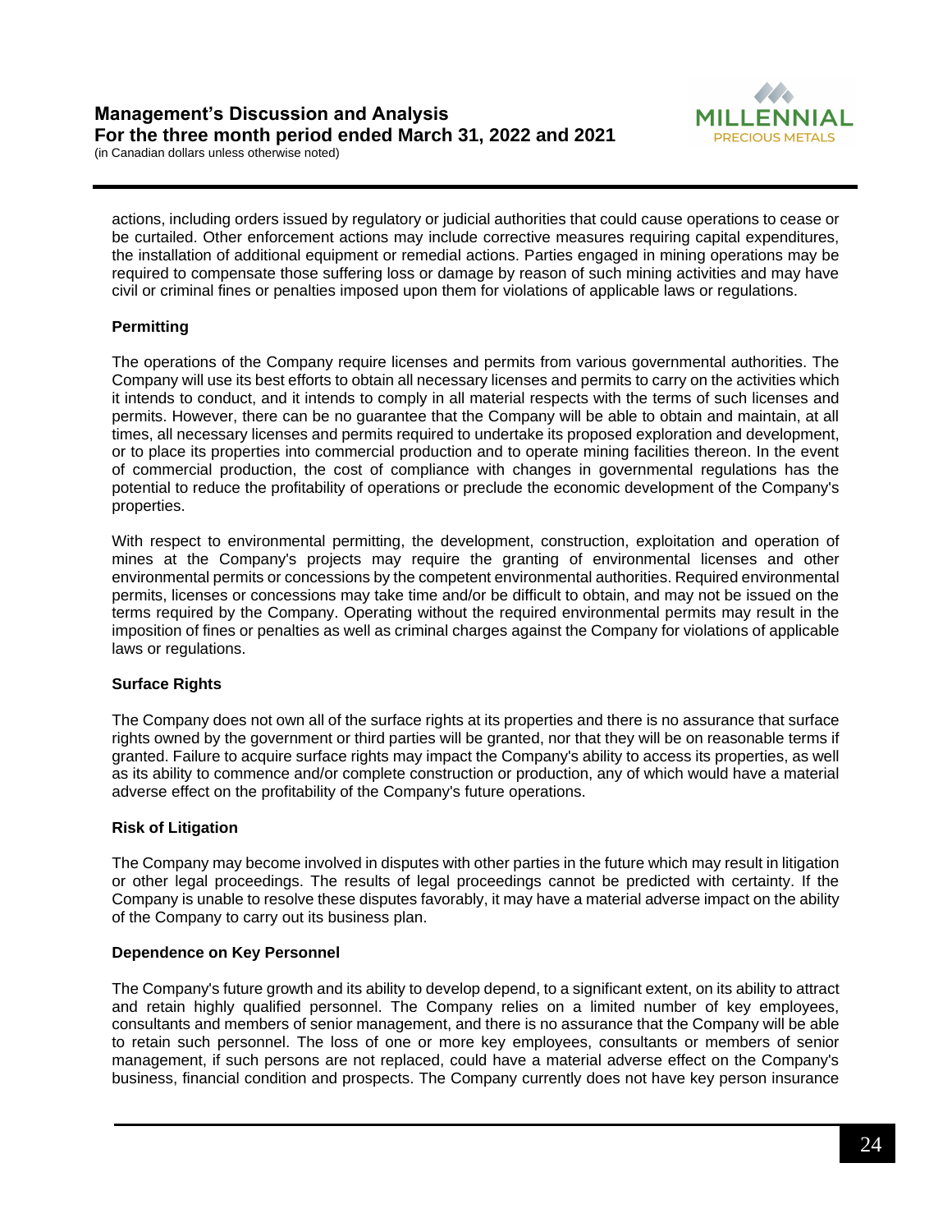actions, including orders issued by regulatory or judicial authorities that could cause operations to cease or be curtailed. Other enforcement actions may include corrective measures requiring capital expenditures, the installation of additional equipment or remedial actions. Parties engaged in mining operations may be required to compensate those suffering loss or damage by reason of such mining activities and may have civil or criminal fines or penalties imposed upon them for violations of applicable laws or regulations.

**Permitting**

The operations of the Company require licenses and permits from various governmental authorities. The Company will use its best efforts to obtain all necessary licenses and permits to carry on the activities which it intends to conduct, and it intends to comply in all material respects with the terms of such licenses and permits. However, there can be no guarantee that the Company will be able to obtain and maintain, at all times, all necessary licenses and permits required to undertake its proposed exploration and development, or to place its properties into commercial production and to operate mining facilities thereon. In the event of commercial production, the cost of compliance with changes in governmental regulations has the potential to reduce the profitability of operations or preclude the economic development of the Company's properties.

With respect to environmental permitting, the development, construction, exploitation and operation of mines at the Company's projects may require the granting of environmental licenses and other environmental permits or concessions by the competent environmental authorities. Required environmental permits, licenses or concessions may take time and/or be difficult to obtain, and may not be issued on the terms required by the Company. Operating without the required environmental permits may result in the imposition of fines or penalties as well as criminal charges against the Company for violations of applicable laws or regulations.

**Surface Rights**

The Company does not own all of the surface rights at its properties and there is no assurance that surface rights owned by the government or third parties will be granted, nor that they will be on reasonable terms if granted. Failure to acquire surface rights may impact the Company's ability to access its properties, as well as its ability to commence and/or complete construction or production, any of which would have a material adverse effect on the profitability of the Company's future operations.

**Risk of Litigation**

The Company may become involved in disputes with other parties in the future which may result in litigation or other legal proceedings. The results of legal proceedings cannot be predicted with certainty. If the Company is unable to resolve these disputes favorably, it may have a material adverse impact on the ability of the Company to carry out its business plan.

**Dependence on Key Personnel**

The Company's future growth and its ability to develop depend, to a significant extent, on its ability to attract and retain highly qualified personnel. The Company relies on a limited number of key employees, consultants and members of senior management, and there is no assurance that the Company will be able to retain such personnel. The loss of one or more key employees, consultants or members of senior management, if such persons are not replaced, could have a material adverse effect on the Company's business, financial condition and prospects. The Company currently does not have key person insurance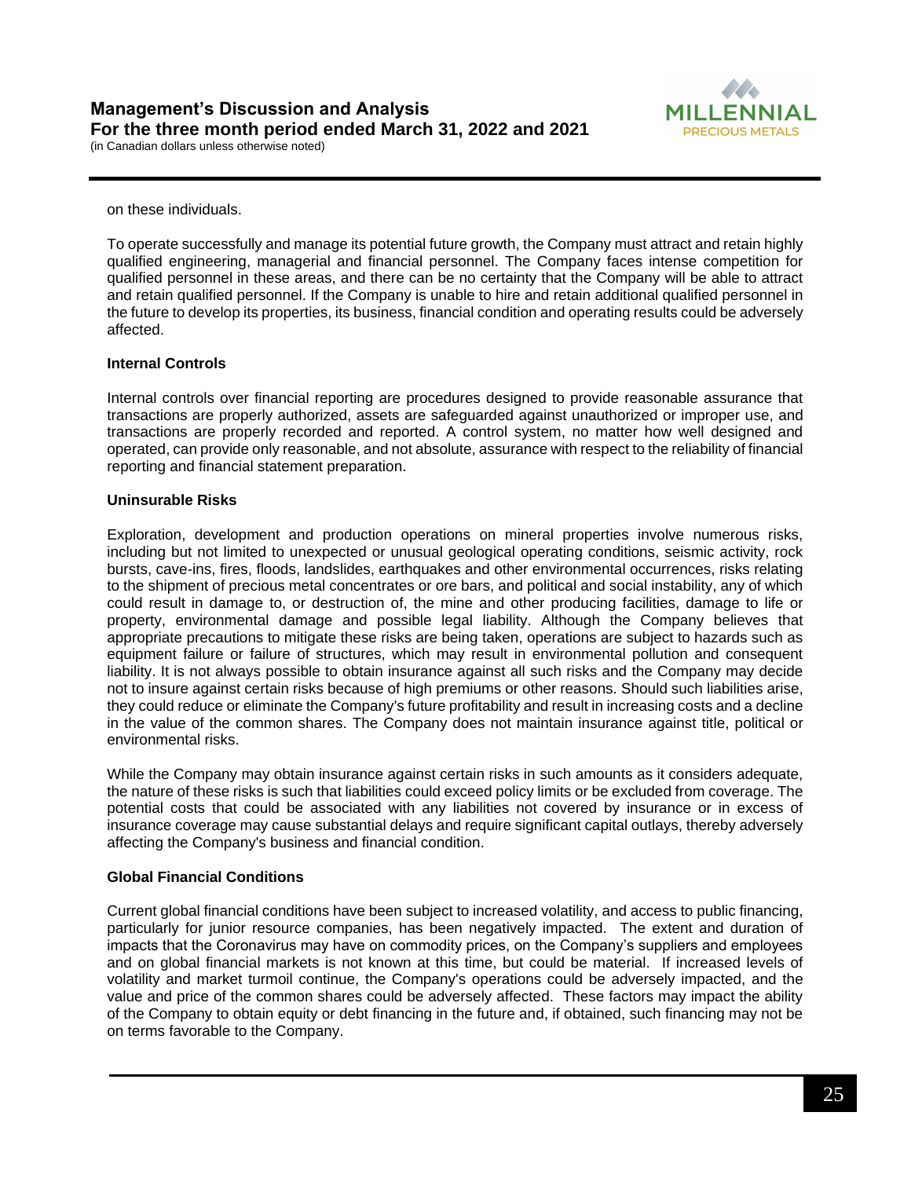on these individuals.

To operate successfully and manage its potential future growth, the Company must attract and retain highly qualified engineering, managerial and financial personnel. The Company faces intense competition for qualified personnel in these areas, and there can be no certainty that the Company will be able to attract and retain qualified personnel. If the Company is unable to hire and retain additional qualified personnel in the future to develop its properties, its business, financial condition and operating results could be adversely affected.

**Internal Controls**

Internal controls over financial reporting are procedures designed to provide reasonable assurance that transactions are properly authorized, assets are safeguarded against unauthorized or improper use, and transactions are properly recorded and reported. A control system, no matter how well designed and operated, can provide only reasonable, and not absolute, assurance with respect to the reliability of financial reporting and financial statement preparation.

**Uninsurable Risks**

Exploration, development and production operations on mineral properties involve numerous risks, including but not limited to unexpected or unusual geological operating conditions, seismic activity, rock bursts, cave-ins, fires, floods, landslides, earthquakes and other environmental occurrences, risks relating to the shipment of precious metal concentrates or ore bars, and political and social instability, any of which could result in damage to, or destruction of, the mine and other producing facilities, damage to life or property, environmental damage and possible legal liability. Although the Company believes that appropriate precautions to mitigate these risks are being taken, operations are subject to hazards such as equipment failure or failure of structures, which may result in environmental pollution and consequent liability. It is not always possible to obtain insurance against all such risks and the Company may decide not to insure against certain risks because of high premiums or other reasons. Should such liabilities arise, they could reduce or eliminate the Company's future profitability and result in increasing costs and a decline in the value of the common shares. The Company does not maintain insurance against title, political or environmental risks.

While the Company may obtain insurance against certain risks in such amounts as it considers adequate, the nature of these risks is such that liabilities could exceed policy limits or be excluded from coverage. The potential costs that could be associated with any liabilities not covered by insurance or in excess of insurance coverage may cause substantial delays and require significant capital outlays, thereby adversely affecting the Company's business and financial condition.

**Global Financial Conditions**

Current global financial conditions have been subject to increased volatility, and access to public financing, particularly for junior resource companies, has been negatively impacted. The extent and duration of impacts that the Coronavirus may have on commodity prices, on the Company's suppliers and employees and on global financial markets is not known at this time, but could be material. If increased levels of volatility and market turmoil continue, the Company's operations could be adversely impacted, and the value and price of the common shares could be adversely affected. These factors may impact the ability of the Company to obtain equity or debt financing in the future and, if obtained, such financing may not be on terms favorable to the Company.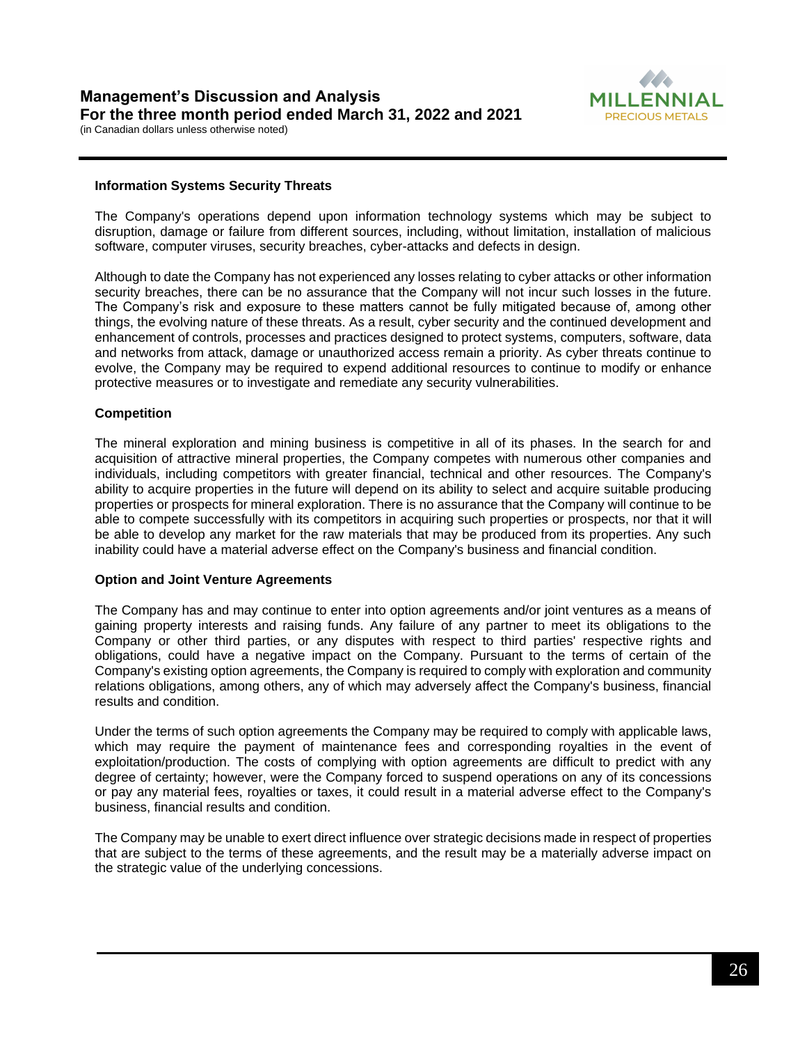### Information Systems Security Threats

The Company's operations depend upon information technology systems which may be subject to disruption, damage or failure from different sources, including, without limitation, installation of malicious software, computer viruses, security breaches, cyber-attacks and defects in design.

Although to date the Company has not experienced any losses relating to cyber attacks or other information security breaches, there can be no assurance that the Company will not incur such losses in the future. The Company's risk and exposure to these matters cannot be fully mitigated because of, among other things, the evolving nature of these threats. As a result, cyber security and the continued development and enhancement of controls, processes and practices designed to protect systems, computers, software, data and networks from attack, damage or unauthorized access remain a priority. As cyber threats continue to evolve, the Company may be required to expend additional resources to continue to modify or enhance protective measures or to investigate and remediate any security vulnerabilities.

### Competition

The mineral exploration and mining business is competitive in all of its phases. In the search for and acquisition of attractive mineral properties, the Company competes with numerous other companies and individuals, including competitors with greater financial, technical and other resources. The Company's ability to acquire properties in the future will depend on its ability to select and acquire suitable producing properties or prospects for mineral exploration. There is no assurance that the Company will continue to be able to compete successfully with its competitors in acquiring such properties or prospects, nor that it will be able to develop any market for the raw materials that may be produced from its properties. Any such inability could have a material adverse effect on the Company's business and financial condition.

### Option and Joint Venture Agreements

The Company has and may continue to enter into option agreements and/or joint ventures as a means of gaining property interests and raising funds. Any failure of any partner to meet its obligations to the Company or other third parties, or any disputes with respect to third parties' respective rights and obligations, could have a negative impact on the Company. Pursuant to the terms of certain of the Company's existing option agreements, the Company is required to comply with exploration and community relations obligations, among others, any of which may adversely affect the Company's business, financial results and condition.

Under the terms of such option agreements the Company may be required to comply with applicable laws, which may require the payment of maintenance fees and corresponding royalties in the event of exploitation/production. The costs of complying with option agreements are difficult to predict with any degree of certainty; however, were the Company forced to suspend operations on any of its concessions or pay any material fees, royalties or taxes, it could result in a material adverse effect to the Company's business, financial results and condition.

The Company may be unable to exert direct influence over strategic decisions made in respect of properties that are subject to the terms of these agreements, and the result may be a materially adverse impact on the strategic value of the underlying concessions.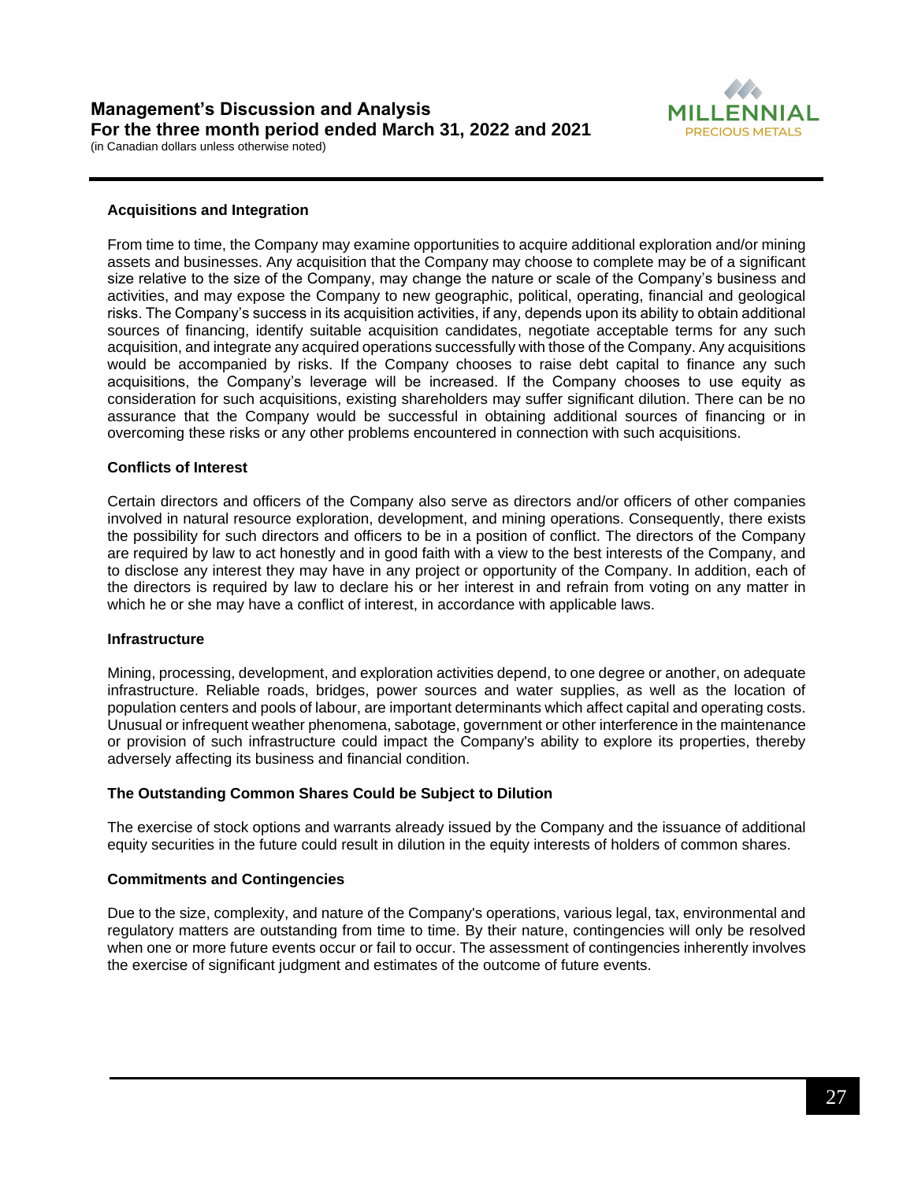### Acquisitions and Integration

From time to time, the Company may examine opportunities to acquire additional exploration and/or mining assets and businesses. Any acquisition that the Company may choose to complete may be of a significant size relative to the size of the Company, may change the nature or scale of the Company's business and activities, and may expose the Company to new geographic, political, operating, financial and geological risks. The Company's success in its acquisition activities, if any, depends upon its ability to obtain additional sources of financing, identify suitable acquisition candidates, negotiate acceptable terms for any such acquisition, and integrate any acquired operations successfully with those of the Company. Any acquisitions would be accompanied by risks. If the Company chooses to raise debt capital to finance any such acquisitions, the Company's leverage will be increased. If the Company chooses to use equity as consideration for such acquisitions, existing shareholders may suffer significant dilution. There can be no assurance that the Company would be successful in obtaining additional sources of financing or in overcoming these risks or any other problems encountered in connection with such acquisitions.

### Conflicts of Interest

Certain directors and officers of the Company also serve as directors and/or officers of other companies involved in natural resource exploration, development, and mining operations. Consequently, there exists the possibility for such directors and officers to be in a position of conflict. The directors of the Company are required by law to act honestly and in good faith with a view to the best interests of the Company, and to disclose any interest they may have in any project or opportunity of the Company. In addition, each of the directors is required by law to declare his or her interest in and refrain from voting on any matter in which he or she may have a conflict of interest, in accordance with applicable laws.

### Infrastructure

Mining, processing, development, and exploration activities depend, to one degree or another, on adequate infrastructure. Reliable roads, bridges, power sources and water supplies, as well as the location of population centers and pools of labour, are important determinants which affect capital and operating costs. Unusual or infrequent weather phenomena, sabotage, government or other interference in the maintenance or provision of such infrastructure could impact the Company's ability to explore its properties, thereby adversely affecting its business and financial condition.

### The Outstanding Common Shares Could be Subject to Dilution

The exercise of stock options and warrants already issued by the Company and the issuance of additional equity securities in the future could result in dilution in the equity interests of holders of common shares.

### Commitments and Contingencies

Due to the size, complexity, and nature of the Company's operations, various legal, tax, environmental and regulatory matters are outstanding from time to time. By their nature, contingencies will only be resolved when one or more future events occur or fail to occur. The assessment of contingencies inherently involves the exercise of significant judgment and estimates of the outcome of future events.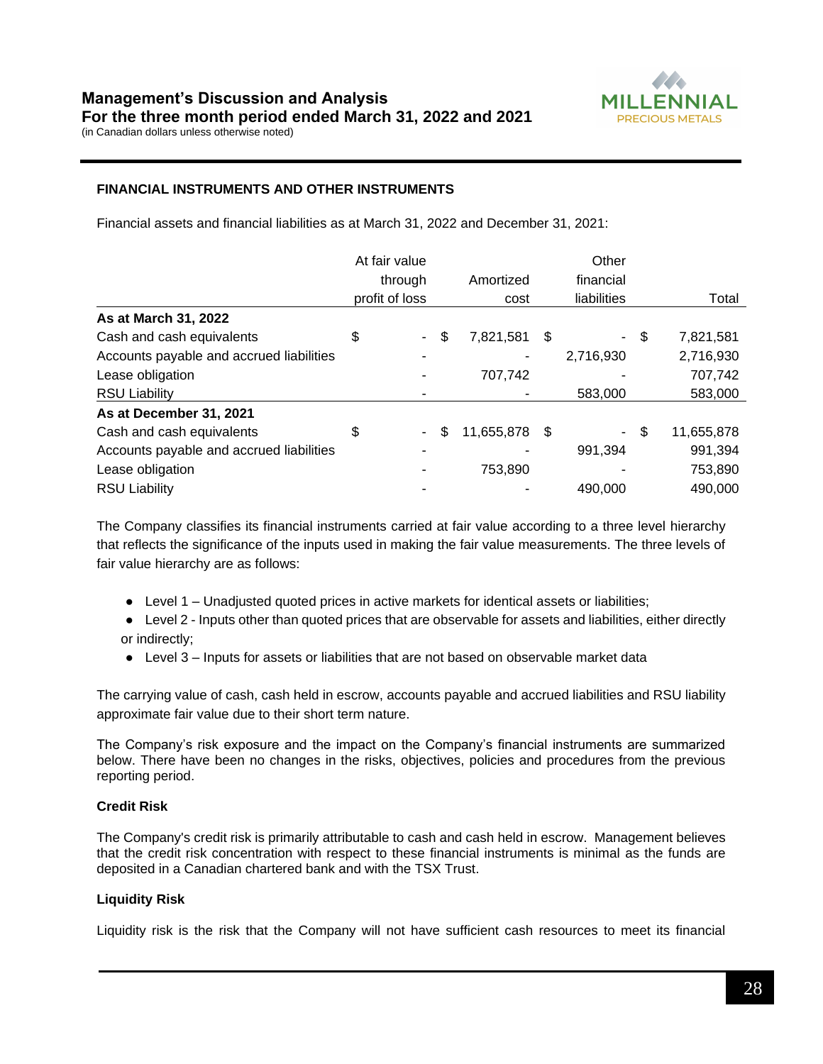## FINANCIAL INSTRUMENTS AND OTHER INSTRUMENTS

Financial assets and financial liabilities as at March 31, 2022 and December 31, 2021:

| | At fair value through profit of loss | Amortized cost | Other financial liabilities | Total |
|---|---|---|---|---|
| **As at March 31, 2022** | | | | |
| Cash and cash equivalents | $ - | $ 7,821,581 | $ - | $ 7,821,581 |
| Accounts payable and accrued liabilities | - | - | 2,716,930 | 2,716,930 |
| Lease obligation | - | 707,742 | - | 707,742 |
| RSU Liability | - | - | 583,000 | 583,000 |
| **As at December 31, 2021** | | | | |
| Cash and cash equivalents | $ - | $ 11,655,878 | $ - | $ 11,655,878 |
| Accounts payable and accrued liabilities | - | - | 991,394 | 991,394 |
| Lease obligation | - | 753,890 | - | 753,890 |
| RSU Liability | - | - | 490,000 | 490,000 |

The Company classifies its financial instruments carried at fair value according to a three level hierarchy that reflects the significance of the inputs used in making the fair value measurements. The three levels of fair value hierarchy are as follows:

- Level 1 – Unadjusted quoted prices in active markets for identical assets or liabilities;
- Level 2 - Inputs other than quoted prices that are observable for assets and liabilities, either directly or indirectly;
- Level 3 – Inputs for assets or liabilities that are not based on observable market data

The carrying value of cash, cash held in escrow, accounts payable and accrued liabilities and RSU liability approximate fair value due to their short term nature.

The Company's risk exposure and the impact on the Company's financial instruments are summarized below. There have been no changes in the risks, objectives, policies and procedures from the previous reporting period.

### Credit Risk

The Company's credit risk is primarily attributable to cash and cash held in escrow. Management believes that the credit risk concentration with respect to these financial instruments is minimal as the funds are deposited in a Canadian chartered bank and with the TSX Trust.

### Liquidity Risk

Liquidity risk is the risk that the Company will not have sufficient cash resources to meet its financial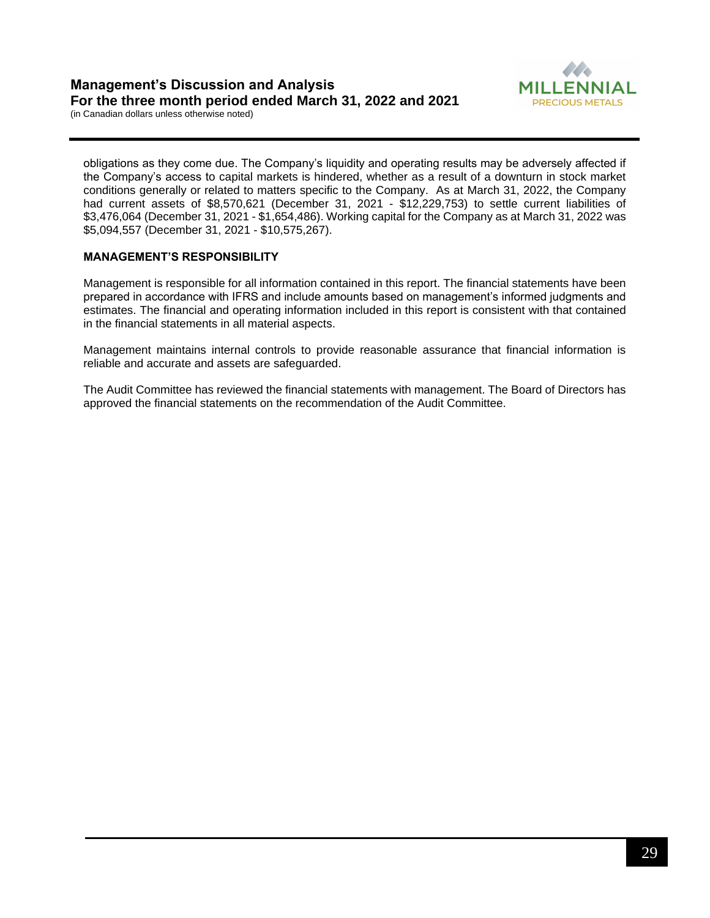obligations as they come due. The Company's liquidity and operating results may be adversely affected if the Company's access to capital markets is hindered, whether as a result of a downturn in stock market conditions generally or related to matters specific to the Company. As at March 31, 2022, the Company had current assets of $8,570,621 (December 31, 2021 - $12,229,753) to settle current liabilities of $3,476,064 (December 31, 2021 - $1,654,486). Working capital for the Company as at March 31, 2022 was $5,094,557 (December 31, 2021 - $10,575,267).

## MANAGEMENT'S RESPONSIBILITY

Management is responsible for all information contained in this report. The financial statements have been prepared in accordance with IFRS and include amounts based on management's informed judgments and estimates. The financial and operating information included in this report is consistent with that contained in the financial statements in all material aspects.

Management maintains internal controls to provide reasonable assurance that financial information is reliable and accurate and assets are safeguarded.

The Audit Committee has reviewed the financial statements with management. The Board of Directors has approved the financial statements on the recommendation of the Audit Committee.